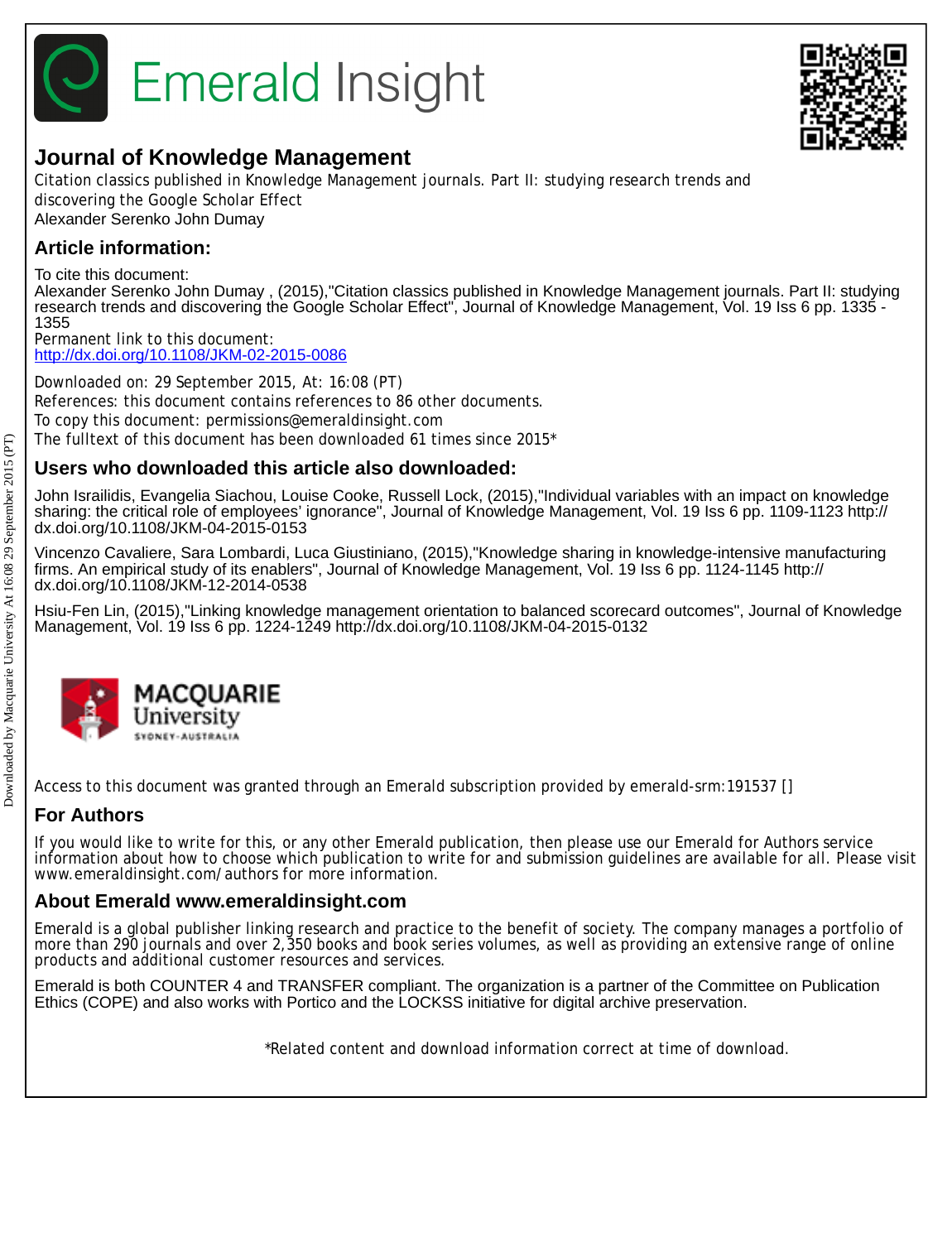# Emerald Insight

## Journal of Knowledge Management

Citation classics published in Knowledge Management journals. Part II: studying research trends and discovering the Google Scholar Effect
Alexander Serenko John Dumay

## Article information:

To cite this document:
Alexander Serenko John Dumay , (2015),"Citation classics published in Knowledge Management journals. Part II: studying research trends and discovering the Google Scholar Effect", Journal of Knowledge Management, Vol. 19 Iss 6 pp. 1335 - 1355
Permanent link to this document:
http://dx.doi.org/10.1108/JKM-02-2015-0086

Downloaded on: 29 September 2015, At: 16:08 (PT)
References: this document contains references to 86 other documents.
To copy this document: permissions@emeraldinsight.com
The fulltext of this document has been downloaded 61 times since 2015*

## Users who downloaded this article also downloaded:

John Israilidis, Evangelia Siachou, Louise Cooke, Russell Lock, (2015),"Individual variables with an impact on knowledge sharing: the critical role of employees' ignorance", Journal of Knowledge Management, Vol. 19 Iss 6 pp. 1109-1123 http://dx.doi.org/10.1108/JKM-04-2015-0153

Vincenzo Cavaliere, Sara Lombardi, Luca Giustiniano, (2015),"Knowledge sharing in knowledge-intensive manufacturing firms. An empirical study of its enablers", Journal of Knowledge Management, Vol. 19 Iss 6 pp. 1124-1145 http://dx.doi.org/10.1108/JKM-12-2014-0538

Hsiu-Fen Lin, (2015),"Linking knowledge management orientation to balanced scorecard outcomes", Journal of Knowledge Management, Vol. 19 Iss 6 pp. 1224-1249 http://dx.doi.org/10.1108/JKM-04-2015-0132

MACQUARIE University SYDNEY-AUSTRALIA

Access to this document was granted through an Emerald subscription provided by emerald-srm:191537 []

## For Authors

If you would like to write for this, or any other Emerald publication, then please use our Emerald for Authors service information about how to choose which publication to write for and submission guidelines are available for all. Please visit www.emeraldinsight.com/authors for more information.

## About Emerald www.emeraldinsight.com

Emerald is a global publisher linking research and practice to the benefit of society. The company manages a portfolio of more than 290 journals and over 2,350 books and book series volumes, as well as providing an extensive range of online products and additional customer resources and services.

Emerald is both COUNTER 4 and TRANSFER compliant. The organization is a partner of the Committee on Publication Ethics (COPE) and also works with Portico and the LOCKSS initiative for digital archive preservation.

*Related content and download information correct at time of download.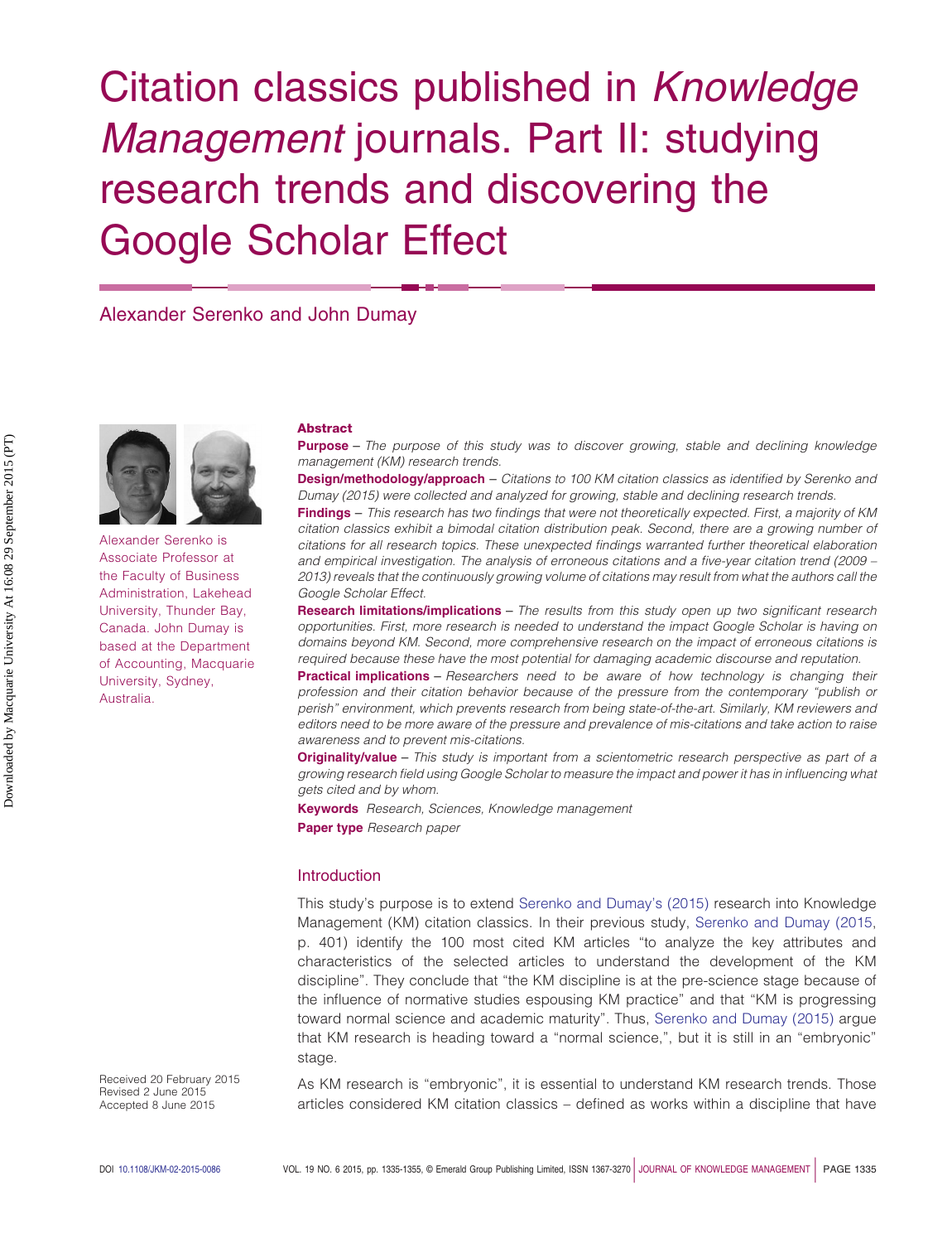# Citation classics published in *Knowledge Management* journals. Part II: studying research trends and discovering the Google Scholar Effect

Alexander Serenko and John Dumay

Alexander Serenko is Associate Professor at the Faculty of Business Administration, Lakehead University, Thunder Bay, Canada. John Dumay is based at the Department of Accounting, Macquarie University, Sydney, Australia.

## Abstract

**Purpose** – *The purpose of this study was to discover growing, stable and declining knowledge management (KM) research trends.*

**Design/methodology/approach** – *Citations to 100 KM citation classics as identified by Serenko and Dumay (2015) were collected and analyzed for growing, stable and declining research trends.*

**Findings** – *This research has two findings that were not theoretically expected. First, a majority of KM citation classics exhibit a bimodal citation distribution peak. Second, there are a growing number of citations for all research topics. These unexpected findings warranted further theoretical elaboration and empirical investigation. The analysis of erroneous citations and a five-year citation trend (2009 – 2013) reveals that the continuously growing volume of citations may result from what the authors call the Google Scholar Effect.*

**Research limitations/implications** – *The results from this study open up two significant research opportunities. First, more research is needed to understand the impact Google Scholar is having on domains beyond KM. Second, more comprehensive research on the impact of erroneous citations is required because these have the most potential for damaging academic discourse and reputation.*

**Practical implications** – *Researchers need to be aware of how technology is changing their profession and their citation behavior because of the pressure from the contemporary "publish or perish" environment, which prevents research from being state-of-the-art. Similarly, KM reviewers and editors need to be more aware of the pressure and prevalence of mis-citations and take action to raise awareness and to prevent mis-citations.*

**Originality/value** – *This study is important from a scientometric research perspective as part of a growing research field using Google Scholar to measure the impact and power it has in influencing what gets cited and by whom.*

**Keywords** *Research, Sciences, Knowledge management*

**Paper type** *Research paper*

## Introduction

This study's purpose is to extend Serenko and Dumay's (2015) research into Knowledge Management (KM) citation classics. In their previous study, Serenko and Dumay (2015, p. 401) identify the 100 most cited KM articles "to analyze the key attributes and characteristics of the selected articles to understand the development of the KM discipline". They conclude that "the KM discipline is at the pre-science stage because of the influence of normative studies espousing KM practice" and that "KM is progressing toward normal science and academic maturity". Thus, Serenko and Dumay (2015) argue that KM research is heading toward a "normal science,", but it is still in an "embryonic" stage.

As KM research is "embryonic", it is essential to understand KM research trends. Those articles considered KM citation classics – defined as works within a discipline that have

Received 20 February 2015
Revised 2 June 2015
Accepted 8 June 2015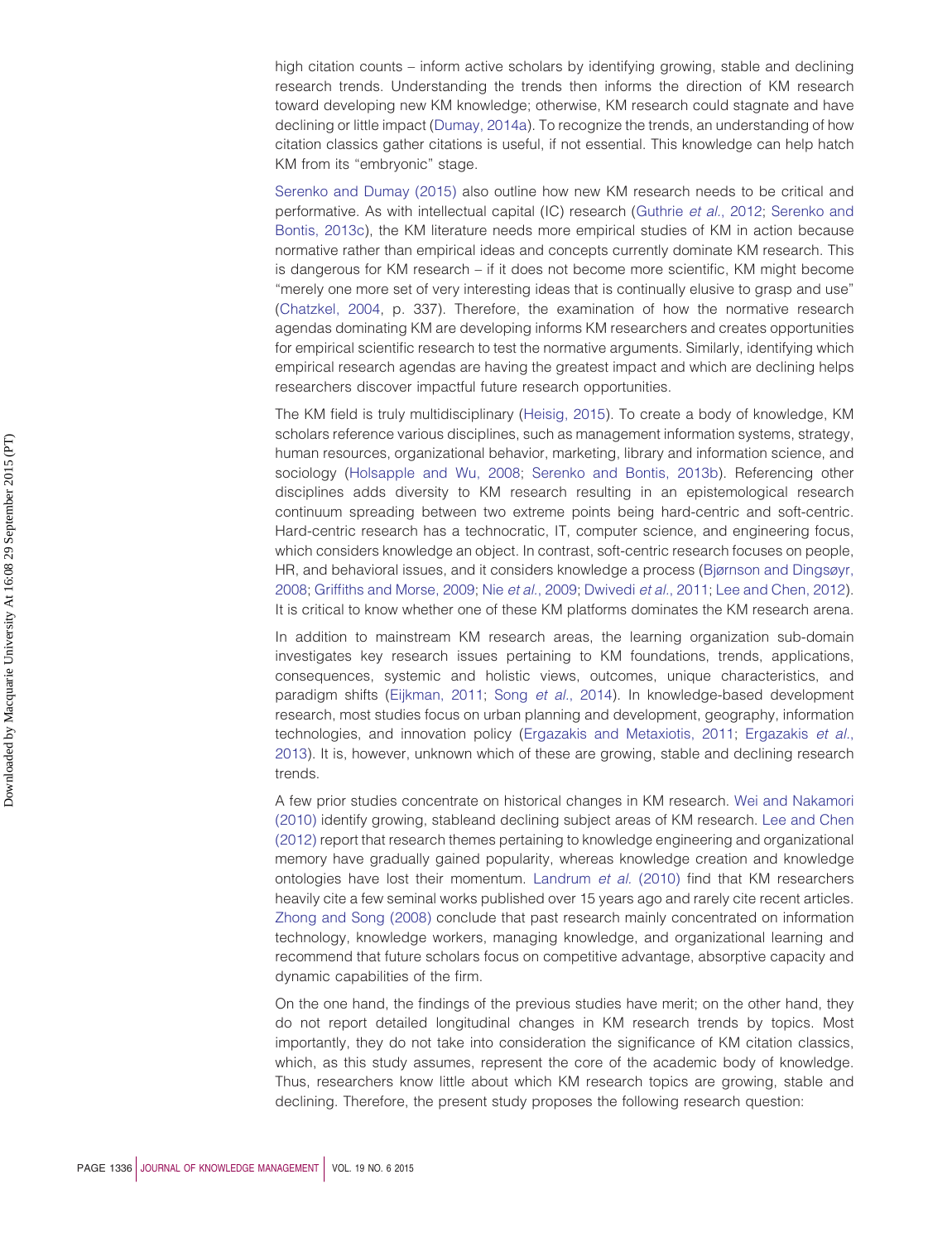high citation counts – inform active scholars by identifying growing, stable and declining research trends. Understanding the trends then informs the direction of KM research toward developing new KM knowledge; otherwise, KM research could stagnate and have declining or little impact (Dumay, 2014a). To recognize the trends, an understanding of how citation classics gather citations is useful, if not essential. This knowledge can help hatch KM from its "embryonic" stage.

Serenko and Dumay (2015) also outline how new KM research needs to be critical and performative. As with intellectual capital (IC) research (Guthrie *et al.*, 2012; Serenko and Bontis, 2013c), the KM literature needs more empirical studies of KM in action because normative rather than empirical ideas and concepts currently dominate KM research. This is dangerous for KM research – if it does not become more scientific, KM might become "merely one more set of very interesting ideas that is continually elusive to grasp and use" (Chatzkel, 2004, p. 337). Therefore, the examination of how the normative research agendas dominating KM are developing informs KM researchers and creates opportunities for empirical scientific research to test the normative arguments. Similarly, identifying which empirical research agendas are having the greatest impact and which are declining helps researchers discover impactful future research opportunities.

The KM field is truly multidisciplinary (Heisig, 2015). To create a body of knowledge, KM scholars reference various disciplines, such as management information systems, strategy, human resources, organizational behavior, marketing, library and information science, and sociology (Holsapple and Wu, 2008; Serenko and Bontis, 2013b). Referencing other disciplines adds diversity to KM research resulting in an epistemological research continuum spreading between two extreme points being hard-centric and soft-centric. Hard-centric research has a technocratic, IT, computer science, and engineering focus, which considers knowledge an object. In contrast, soft-centric research focuses on people, HR, and behavioral issues, and it considers knowledge a process (Bjørnson and Dingsøyr, 2008; Griffiths and Morse, 2009; Nie *et al.*, 2009; Dwivedi *et al.*, 2011; Lee and Chen, 2012). It is critical to know whether one of these KM platforms dominates the KM research arena.

In addition to mainstream KM research areas, the learning organization sub-domain investigates key research issues pertaining to KM foundations, trends, applications, consequences, systemic and holistic views, outcomes, unique characteristics, and paradigm shifts (Eijkman, 2011; Song *et al.*, 2014). In knowledge-based development research, most studies focus on urban planning and development, geography, information technologies, and innovation policy (Ergazakis and Metaxiotis, 2011; Ergazakis *et al.*, 2013). It is, however, unknown which of these are growing, stable and declining research trends.

A few prior studies concentrate on historical changes in KM research. Wei and Nakamori (2010) identify growing, stableand declining subject areas of KM research. Lee and Chen (2012) report that research themes pertaining to knowledge engineering and organizational memory have gradually gained popularity, whereas knowledge creation and knowledge ontologies have lost their momentum. Landrum *et al.* (2010) find that KM researchers heavily cite a few seminal works published over 15 years ago and rarely cite recent articles. Zhong and Song (2008) conclude that past research mainly concentrated on information technology, knowledge workers, managing knowledge, and organizational learning and recommend that future scholars focus on competitive advantage, absorptive capacity and dynamic capabilities of the firm.

On the one hand, the findings of the previous studies have merit; on the other hand, they do not report detailed longitudinal changes in KM research trends by topics. Most importantly, they do not take into consideration the significance of KM citation classics, which, as this study assumes, represent the core of the academic body of knowledge. Thus, researchers know little about which KM research topics are growing, stable and declining. Therefore, the present study proposes the following research question: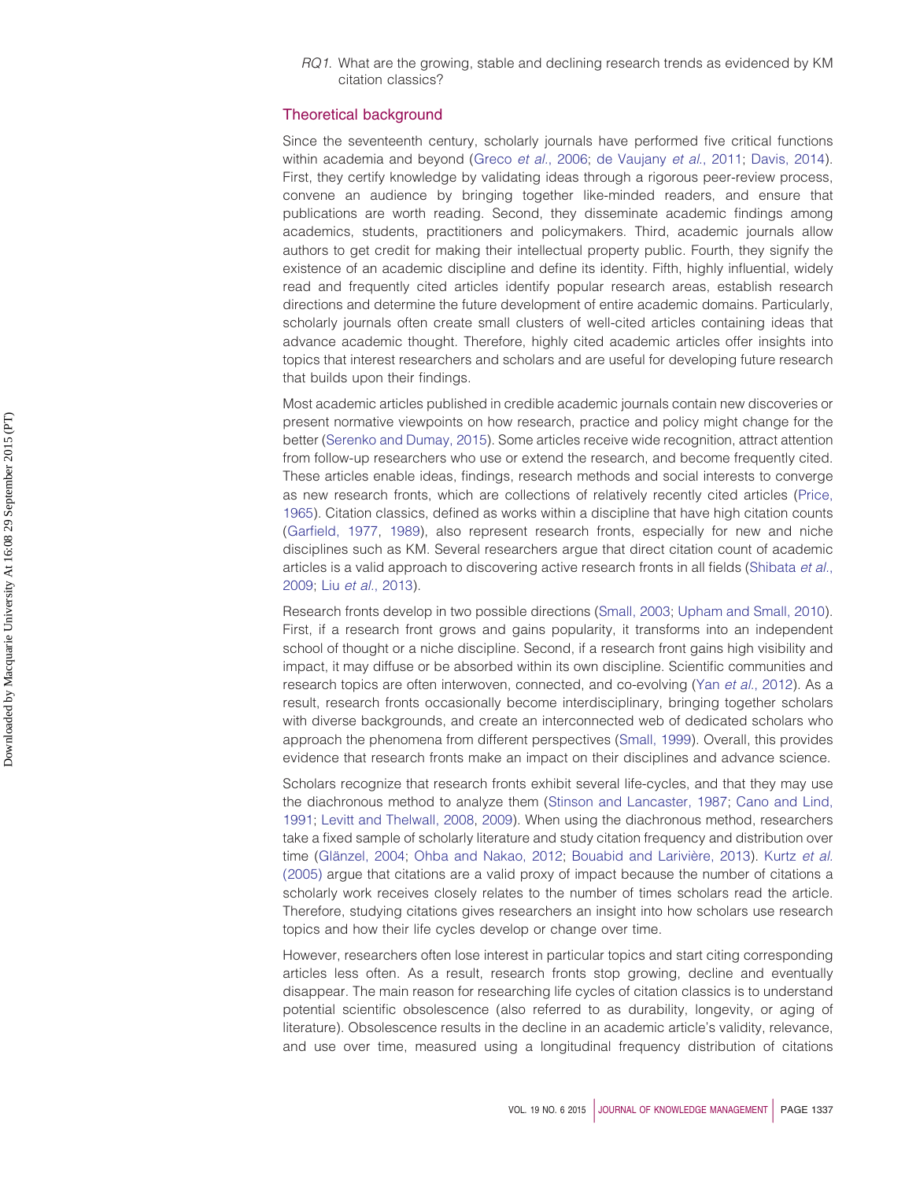*RQ1*. What are the growing, stable and declining research trends as evidenced by KM citation classics?

## Theoretical background

Since the seventeenth century, scholarly journals have performed five critical functions within academia and beyond (Greco *et al.*, 2006; de Vaujany *et al.*, 2011; Davis, 2014). First, they certify knowledge by validating ideas through a rigorous peer-review process, convene an audience by bringing together like-minded readers, and ensure that publications are worth reading. Second, they disseminate academic findings among academics, students, practitioners and policymakers. Third, academic journals allow authors to get credit for making their intellectual property public. Fourth, they signify the existence of an academic discipline and define its identity. Fifth, highly influential, widely read and frequently cited articles identify popular research areas, establish research directions and determine the future development of entire academic domains. Particularly, scholarly journals often create small clusters of well-cited articles containing ideas that advance academic thought. Therefore, highly cited academic articles offer insights into topics that interest researchers and scholars and are useful for developing future research that builds upon their findings.

Most academic articles published in credible academic journals contain new discoveries or present normative viewpoints on how research, practice and policy might change for the better (Serenko and Dumay, 2015). Some articles receive wide recognition, attract attention from follow-up researchers who use or extend the research, and become frequently cited. These articles enable ideas, findings, research methods and social interests to converge as new research fronts, which are collections of relatively recently cited articles (Price, 1965). Citation classics, defined as works within a discipline that have high citation counts (Garfield, 1977, 1989), also represent research fronts, especially for new and niche disciplines such as KM. Several researchers argue that direct citation count of academic articles is a valid approach to discovering active research fronts in all fields (Shibata *et al.*, 2009; Liu *et al.*, 2013).

Research fronts develop in two possible directions (Small, 2003; Upham and Small, 2010). First, if a research front grows and gains popularity, it transforms into an independent school of thought or a niche discipline. Second, if a research front gains high visibility and impact, it may diffuse or be absorbed within its own discipline. Scientific communities and research topics are often interwoven, connected, and co-evolving (Yan *et al.*, 2012). As a result, research fronts occasionally become interdisciplinary, bringing together scholars with diverse backgrounds, and create an interconnected web of dedicated scholars who approach the phenomena from different perspectives (Small, 1999). Overall, this provides evidence that research fronts make an impact on their disciplines and advance science.

Scholars recognize that research fronts exhibit several life-cycles, and that they may use the diachronous method to analyze them (Stinson and Lancaster, 1987; Cano and Lind, 1991; Levitt and Thelwall, 2008, 2009). When using the diachronous method, researchers take a fixed sample of scholarly literature and study citation frequency and distribution over time (Glänzel, 2004; Ohba and Nakao, 2012; Bouabid and Larivière, 2013). Kurtz *et al.* (2005) argue that citations are a valid proxy of impact because the number of citations a scholarly work receives closely relates to the number of times scholars read the article. Therefore, studying citations gives researchers an insight into how scholars use research topics and how their life cycles develop or change over time.

However, researchers often lose interest in particular topics and start citing corresponding articles less often. As a result, research fronts stop growing, decline and eventually disappear. The main reason for researching life cycles of citation classics is to understand potential scientific obsolescence (also referred to as durability, longevity, or aging of literature). Obsolescence results in the decline in an academic article's validity, relevance, and use over time, measured using a longitudinal frequency distribution of citations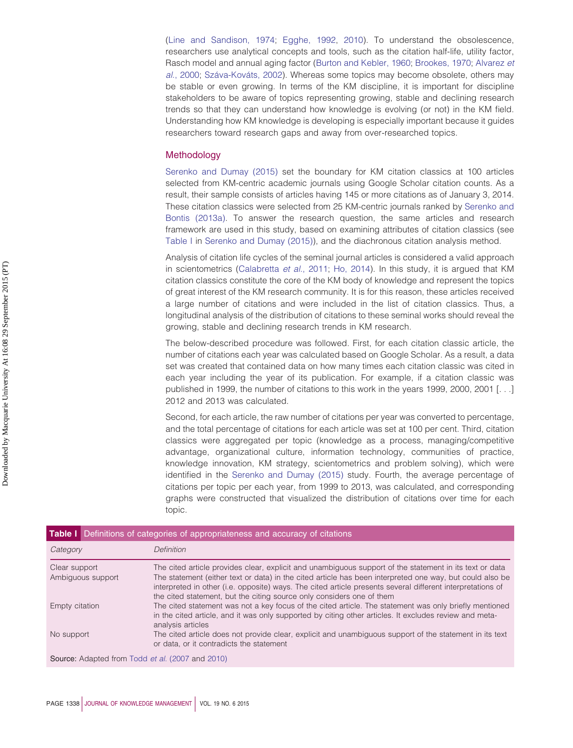(Line and Sandison, 1974; Egghe, 1992, 2010). To understand the obsolescence, researchers use analytical concepts and tools, such as the citation half-life, utility factor, Rasch model and annual aging factor (Burton and Kebler, 1960; Brookes, 1970; Alvarez *et al.*, 2000; Száva-Kováts, 2002). Whereas some topics may become obsolete, others may be stable or even growing. In terms of the KM discipline, it is important for discipline stakeholders to be aware of topics representing growing, stable and declining research trends so that they can understand how knowledge is evolving (or not) in the KM field. Understanding how KM knowledge is developing is especially important because it guides researchers toward research gaps and away from over-researched topics.

## Methodology

Serenko and Dumay (2015) set the boundary for KM citation classics at 100 articles selected from KM-centric academic journals using Google Scholar citation counts. As a result, their sample consists of articles having 145 or more citations as of January 3, 2014. These citation classics were selected from 25 KM-centric journals ranked by Serenko and Bontis (2013a). To answer the research question, the same articles and research framework are used in this study, based on examining attributes of citation classics (see Table I in Serenko and Dumay (2015)), and the diachronous citation analysis method.

Analysis of citation life cycles of the seminal journal articles is considered a valid approach in scientometrics (Calabretta *et al.*, 2011; Ho, 2014). In this study, it is argued that KM citation classics constitute the core of the KM body of knowledge and represent the topics of great interest of the KM research community. It is for this reason, these articles received a large number of citations and were included in the list of citation classics. Thus, a longitudinal analysis of the distribution of citations to these seminal works should reveal the growing, stable and declining research trends in KM research.

The below-described procedure was followed. First, for each citation classic article, the number of citations each year was calculated based on Google Scholar. As a result, a data set was created that contained data on how many times each citation classic was cited in each year including the year of its publication. For example, if a citation classic was published in 1999, the number of citations to this work in the years 1999, 2000, 2001 [. . .] 2012 and 2013 was calculated.

Second, for each article, the raw number of citations per year was converted to percentage, and the total percentage of citations for each article was set at 100 per cent. Third, citation classics were aggregated per topic (knowledge as a process, managing/competitive advantage, organizational culture, information technology, communities of practice, knowledge innovation, KM strategy, scientometrics and problem solving), which were identified in the Serenko and Dumay (2015) study. Fourth, the average percentage of citations per topic per each year, from 1999 to 2013, was calculated, and corresponding graphs were constructed that visualized the distribution of citations over time for each topic.

**Table I** Definitions of categories of appropriateness and accuracy of citations

| *Category* | *Definition* |
|---|---|
| Clear support | The cited article provides clear, explicit and unambiguous support of the statement in its text or data |
| Ambiguous support | The statement (either text or data) in the cited article has been interpreted one way, but could also be interpreted in other (i.e. opposite) ways. The cited article presents several different interpretations of the cited statement, but the citing source only considers one of them |
| Empty citation | The cited statement was not a key focus of the cited article. The statement was only briefly mentioned in the cited article, and it was only supported by citing other articles. It excludes review and meta-analysis articles |
| No support | The cited article does not provide clear, explicit and unambiguous support of the statement in its text or data, or it contradicts the statement |

**Source:** Adapted from Todd *et al.* (2007 and 2010)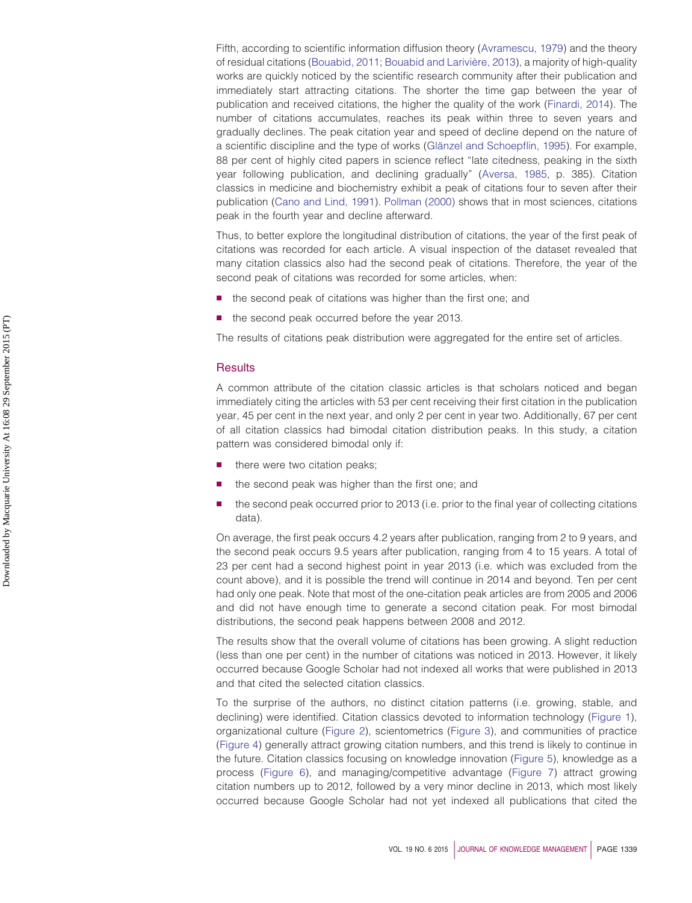Fifth, according to scientific information diffusion theory (Avramescu, 1979) and the theory of residual citations (Bouabid, 2011; Bouabid and Larivière, 2013), a majority of high-quality works are quickly noticed by the scientific research community after their publication and immediately start attracting citations. The shorter the time gap between the year of publication and received citations, the higher the quality of the work (Finardi, 2014). The number of citations accumulates, reaches its peak within three to seven years and gradually declines. The peak citation year and speed of decline depend on the nature of a scientific discipline and the type of works (Glänzel and Schoepflin, 1995). For example, 88 per cent of highly cited papers in science reflect "late citedness, peaking in the sixth year following publication, and declining gradually" (Aversa, 1985, p. 385). Citation classics in medicine and biochemistry exhibit a peak of citations four to seven after their publication (Cano and Lind, 1991). Pollman (2000) shows that in most sciences, citations peak in the fourth year and decline afterward.

Thus, to better explore the longitudinal distribution of citations, the year of the first peak of citations was recorded for each article. A visual inspection of the dataset revealed that many citation classics also had the second peak of citations. Therefore, the year of the second peak of citations was recorded for some articles, when:

- the second peak of citations was higher than the first one; and
- the second peak occurred before the year 2013.

The results of citations peak distribution were aggregated for the entire set of articles.

## Results

A common attribute of the citation classic articles is that scholars noticed and began immediately citing the articles with 53 per cent receiving their first citation in the publication year, 45 per cent in the next year, and only 2 per cent in year two. Additionally, 67 per cent of all citation classics had bimodal citation distribution peaks. In this study, a citation pattern was considered bimodal only if:

- there were two citation peaks;
- the second peak was higher than the first one; and
- the second peak occurred prior to 2013 (i.e. prior to the final year of collecting citations data).

On average, the first peak occurs 4.2 years after publication, ranging from 2 to 9 years, and the second peak occurs 9.5 years after publication, ranging from 4 to 15 years. A total of 23 per cent had a second highest point in year 2013 (i.e. which was excluded from the count above), and it is possible the trend will continue in 2014 and beyond. Ten per cent had only one peak. Note that most of the one-citation peak articles are from 2005 and 2006 and did not have enough time to generate a second citation peak. For most bimodal distributions, the second peak happens between 2008 and 2012.

The results show that the overall volume of citations has been growing. A slight reduction (less than one per cent) in the number of citations was noticed in 2013. However, it likely occurred because Google Scholar had not indexed all works that were published in 2013 and that cited the selected citation classics.

To the surprise of the authors, no distinct citation patterns (i.e. growing, stable, and declining) were identified. Citation classics devoted to information technology (Figure 1), organizational culture (Figure 2), scientometrics (Figure 3), and communities of practice (Figure 4) generally attract growing citation numbers, and this trend is likely to continue in the future. Citation classics focusing on knowledge innovation (Figure 5), knowledge as a process (Figure 6), and managing/competitive advantage (Figure 7) attract growing citation numbers up to 2012, followed by a very minor decline in 2013, which most likely occurred because Google Scholar had not yet indexed all publications that cited the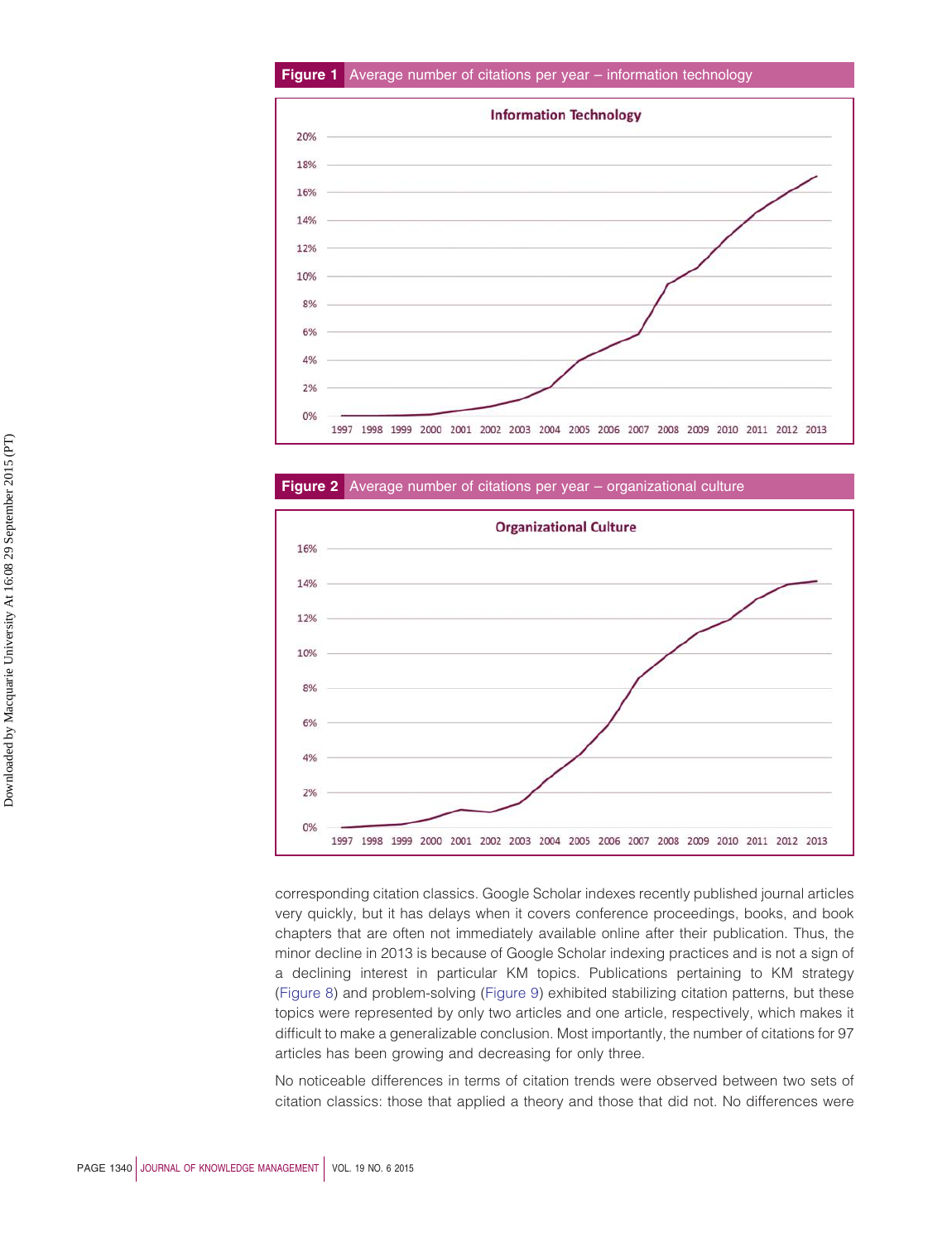**Figure 1** Average number of citations per year – information technology

**Figure 2** Average number of citations per year – organizational culture

corresponding citation classics. Google Scholar indexes recently published journal articles very quickly, but it has delays when it covers conference proceedings, books, and book chapters that are often not immediately available online after their publication. Thus, the minor decline in 2013 is because of Google Scholar indexing practices and is not a sign of a declining interest in particular KM topics. Publications pertaining to KM strategy (Figure 8) and problem-solving (Figure 9) exhibited stabilizing citation patterns, but these topics were represented by only two articles and one article, respectively, which makes it difficult to make a generalizable conclusion. Most importantly, the number of citations for 97 articles has been growing and decreasing for only three.

No noticeable differences in terms of citation trends were observed between two sets of citation classics: those that applied a theory and those that did not. No differences were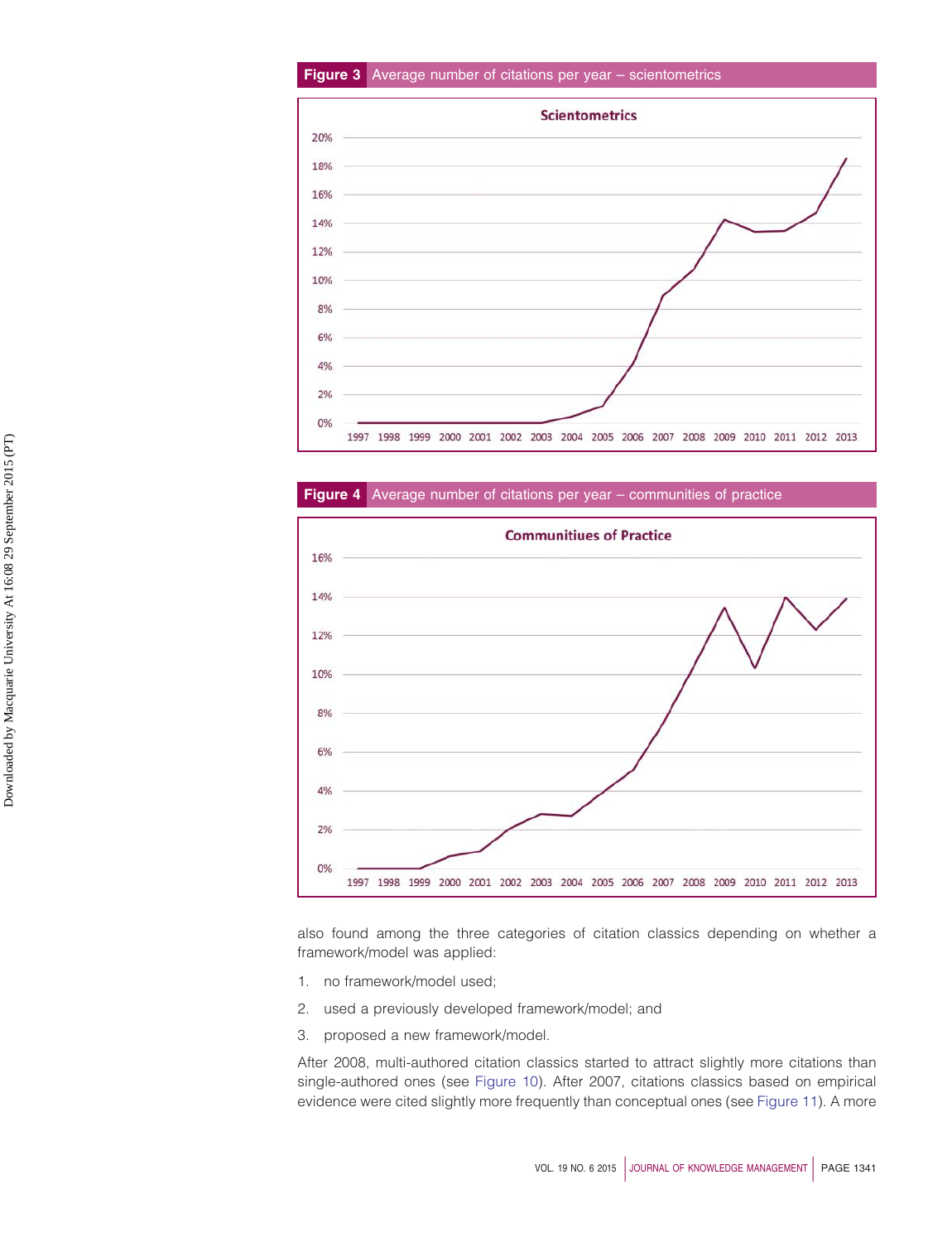**Figure 3** Average number of citations per year – scientometrics

**Figure 4** Average number of citations per year – communities of practice

also found among the three categories of citation classics depending on whether a framework/model was applied:

1. no framework/model used;
2. used a previously developed framework/model; and
3. proposed a new framework/model.

After 2008, multi-authored citation classics started to attract slightly more citations than single-authored ones (see Figure 10). After 2007, citations classics based on empirical evidence were cited slightly more frequently than conceptual ones (see Figure 11). A more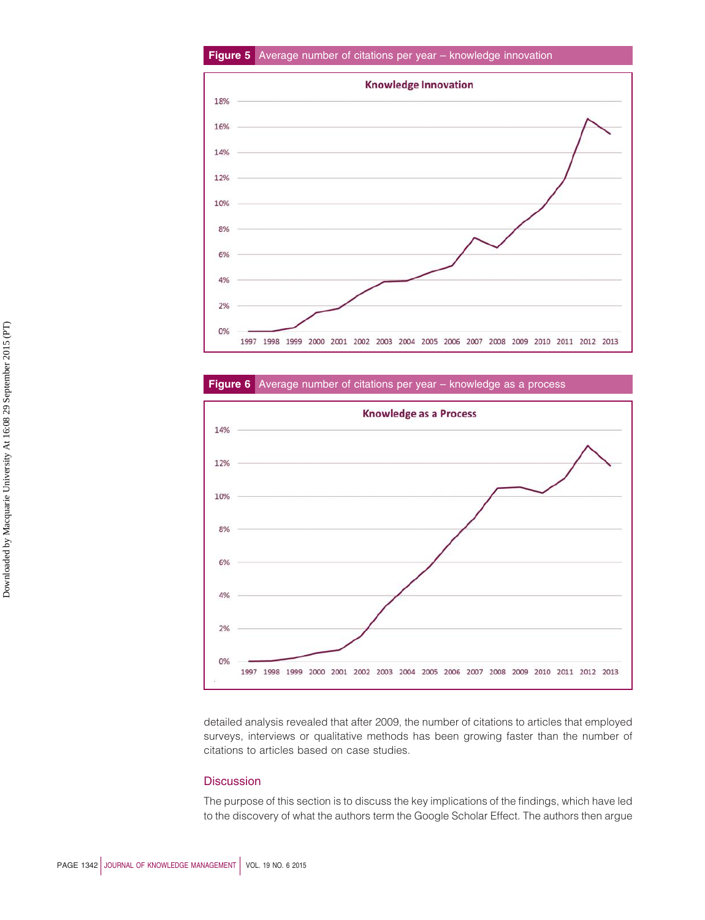**Figure 5** Average number of citations per year – knowledge innovation

**Figure 6** Average number of citations per year – knowledge as a process

detailed analysis revealed that after 2009, the number of citations to articles that employed surveys, interviews or qualitative methods has been growing faster than the number of citations to articles based on case studies.

## Discussion

The purpose of this section is to discuss the key implications of the findings, which have led to the discovery of what the authors term the Google Scholar Effect. The authors then argue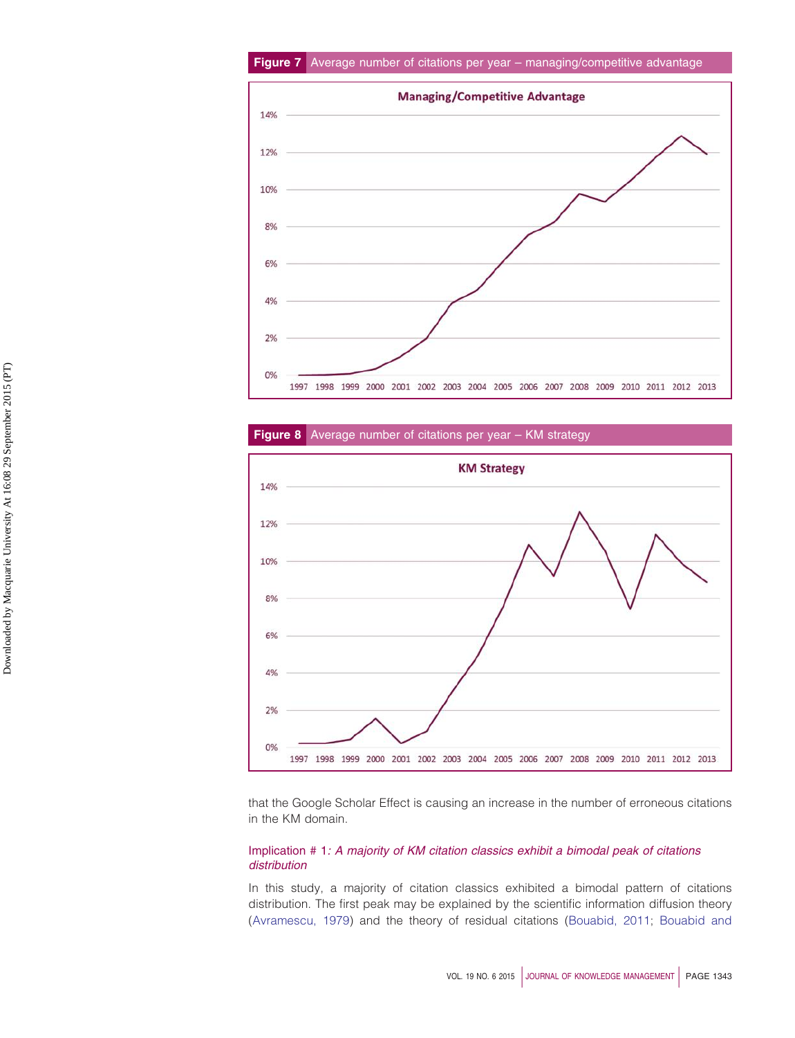**Figure 7** Average number of citations per year – managing/competitive advantage

**Figure 8** Average number of citations per year – KM strategy

that the Google Scholar Effect is causing an increase in the number of erroneous citations in the KM domain.

### Implication # 1: *A majority of KM citation classics exhibit a bimodal peak of citations distribution*

In this study, a majority of citation classics exhibited a bimodal pattern of citations distribution. The first peak may be explained by the scientific information diffusion theory (Avramescu, 1979) and the theory of residual citations (Bouabid, 2011; Bouabid and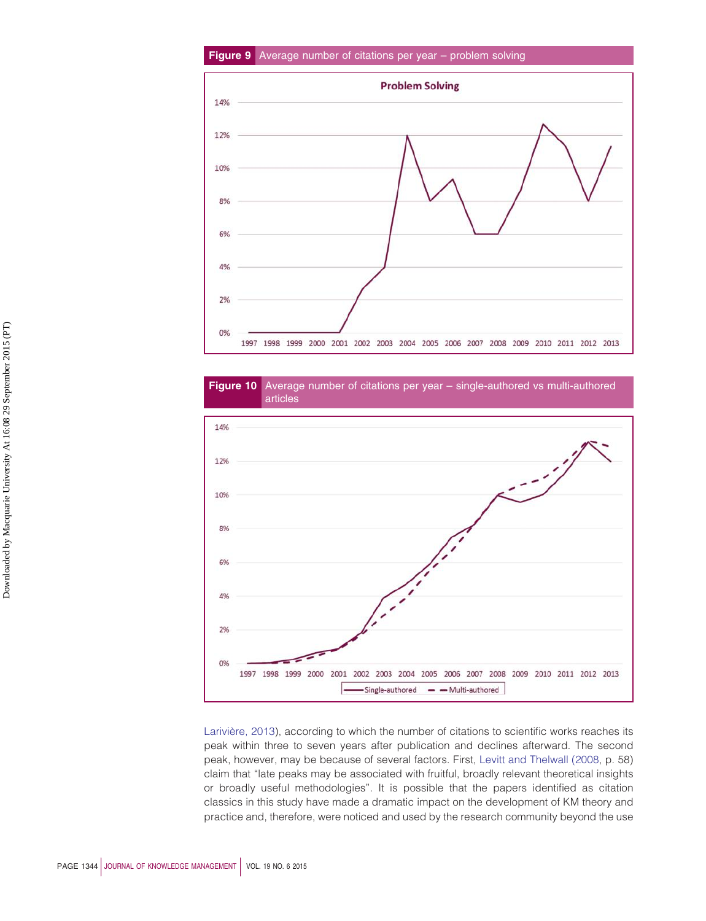**Figure 9** Average number of citations per year – problem solving

**Figure 10** Average number of citations per year – single-authored vs multi-authored articles

Larivière, 2013), according to which the number of citations to scientific works reaches its peak within three to seven years after publication and declines afterward. The second peak, however, may be because of several factors. First, Levitt and Thelwall (2008, p. 58) claim that "late peaks may be associated with fruitful, broadly relevant theoretical insights or broadly useful methodologies". It is possible that the papers identified as citation classics in this study have made a dramatic impact on the development of KM theory and practice and, therefore, were noticed and used by the research community beyond the use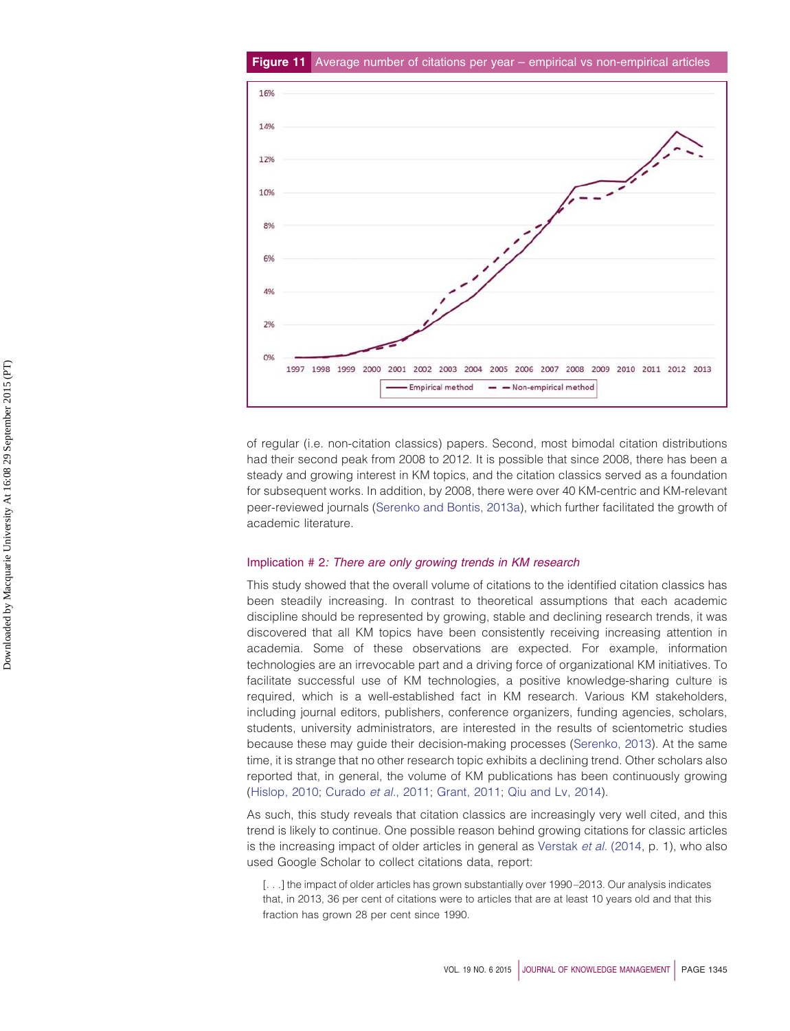**Figure 11** Average number of citations per year – empirical vs non-empirical articles

of regular (i.e. non-citation classics) papers. Second, most bimodal citation distributions had their second peak from 2008 to 2012. It is possible that since 2008, there has been a steady and growing interest in KM topics, and the citation classics served as a foundation for subsequent works. In addition, by 2008, there were over 40 KM-centric and KM-relevant peer-reviewed journals (Serenko and Bontis, 2013a), which further facilitated the growth of academic literature.

### Implication # 2: *There are only growing trends in KM research*

This study showed that the overall volume of citations to the identified citation classics has been steadily increasing. In contrast to theoretical assumptions that each academic discipline should be represented by growing, stable and declining research trends, it was discovered that all KM topics have been consistently receiving increasing attention in academia. Some of these observations are expected. For example, information technologies are an irrevocable part and a driving force of organizational KM initiatives. To facilitate successful use of KM technologies, a positive knowledge-sharing culture is required, which is a well-established fact in KM research. Various KM stakeholders, including journal editors, publishers, conference organizers, funding agencies, scholars, students, university administrators, are interested in the results of scientometric studies because these may guide their decision-making processes (Serenko, 2013). At the same time, it is strange that no other research topic exhibits a declining trend. Other scholars also reported that, in general, the volume of KM publications has been continuously growing (Hislop, 2010; Curado *et al.*, 2011; Grant, 2011; Qiu and Lv, 2014).

As such, this study reveals that citation classics are increasingly very well cited, and this trend is likely to continue. One possible reason behind growing citations for classic articles is the increasing impact of older articles in general as Verstak *et al.* (2014, p. 1), who also used Google Scholar to collect citations data, report:

> [. . .] the impact of older articles has grown substantially over 1990–2013. Our analysis indicates that, in 2013, 36 per cent of citations were to articles that are at least 10 years old and that this fraction has grown 28 per cent since 1990.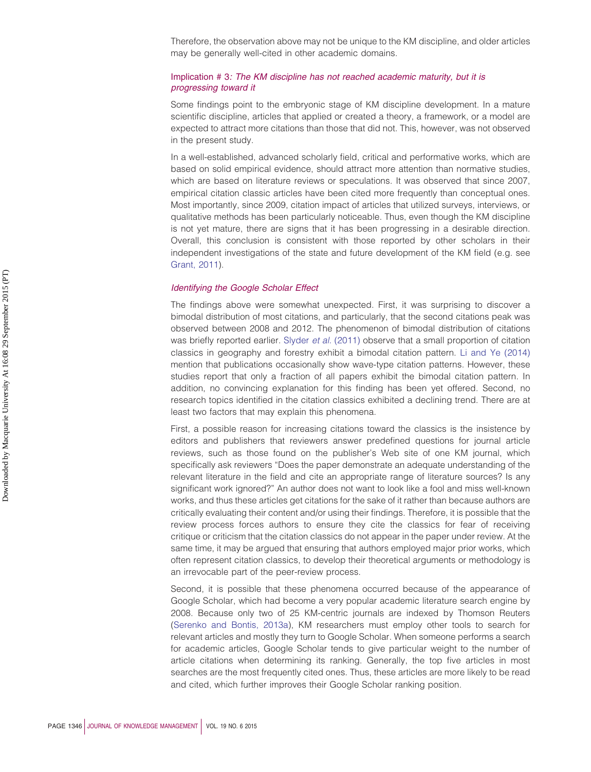Therefore, the observation above may not be unique to the KM discipline, and older articles may be generally well-cited in other academic domains.

### Implication # 3: *The KM discipline has not reached academic maturity, but it is progressing toward it*

Some findings point to the embryonic stage of KM discipline development. In a mature scientific discipline, articles that applied or created a theory, a framework, or a model are expected to attract more citations than those that did not. This, however, was not observed in the present study.

In a well-established, advanced scholarly field, critical and performative works, which are based on solid empirical evidence, should attract more attention than normative studies, which are based on literature reviews or speculations. It was observed that since 2007, empirical citation classic articles have been cited more frequently than conceptual ones. Most importantly, since 2009, citation impact of articles that utilized surveys, interviews, or qualitative methods has been particularly noticeable. Thus, even though the KM discipline is not yet mature, there are signs that it has been progressing in a desirable direction. Overall, this conclusion is consistent with those reported by other scholars in their independent investigations of the state and future development of the KM field (e.g. see Grant, 2011).

### *Identifying the Google Scholar Effect*

The findings above were somewhat unexpected. First, it was surprising to discover a bimodal distribution of most citations, and particularly, that the second citations peak was observed between 2008 and 2012. The phenomenon of bimodal distribution of citations was briefly reported earlier. Slyder *et al.* (2011) observe that a small proportion of citation classics in geography and forestry exhibit a bimodal citation pattern. Li and Ye (2014) mention that publications occasionally show wave-type citation patterns. However, these studies report that only a fraction of all papers exhibit the bimodal citation pattern. In addition, no convincing explanation for this finding has been yet offered. Second, no research topics identified in the citation classics exhibited a declining trend. There are at least two factors that may explain this phenomena.

First, a possible reason for increasing citations toward the classics is the insistence by editors and publishers that reviewers answer predefined questions for journal article reviews, such as those found on the publisher's Web site of one KM journal, which specifically ask reviewers "Does the paper demonstrate an adequate understanding of the relevant literature in the field and cite an appropriate range of literature sources? Is any significant work ignored?" An author does not want to look like a fool and miss well-known works, and thus these articles get citations for the sake of it rather than because authors are critically evaluating their content and/or using their findings. Therefore, it is possible that the review process forces authors to ensure they cite the classics for fear of receiving critique or criticism that the citation classics do not appear in the paper under review. At the same time, it may be argued that ensuring that authors employed major prior works, which often represent citation classics, to develop their theoretical arguments or methodology is an irrevocable part of the peer-review process.

Second, it is possible that these phenomena occurred because of the appearance of Google Scholar, which had become a very popular academic literature search engine by 2008. Because only two of 25 KM-centric journals are indexed by Thomson Reuters (Serenko and Bontis, 2013a), KM researchers must employ other tools to search for relevant articles and mostly they turn to Google Scholar. When someone performs a search for academic articles, Google Scholar tends to give particular weight to the number of article citations when determining its ranking. Generally, the top five articles in most searches are the most frequently cited ones. Thus, these articles are more likely to be read and cited, which further improves their Google Scholar ranking position.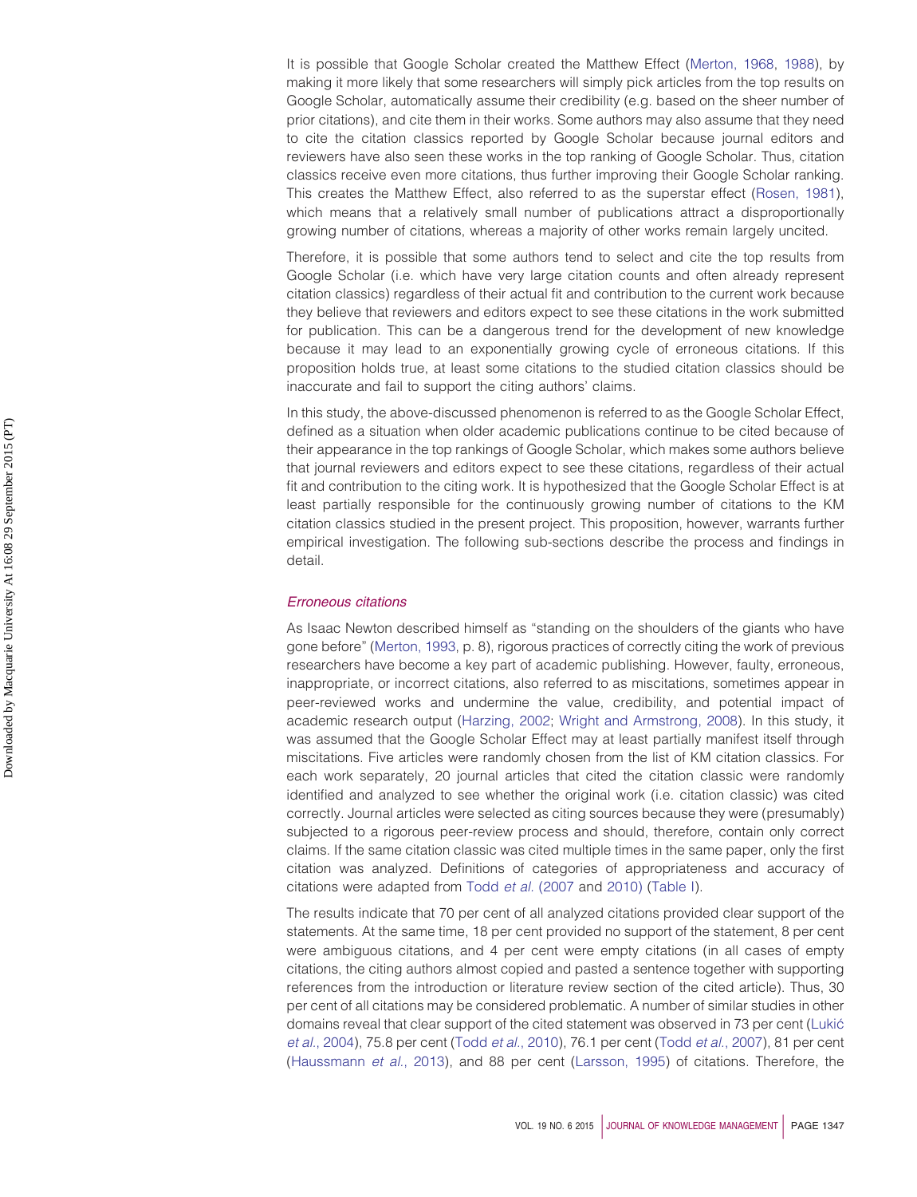It is possible that Google Scholar created the Matthew Effect (Merton, 1968, 1988), by making it more likely that some researchers will simply pick articles from the top results on Google Scholar, automatically assume their credibility (e.g. based on the sheer number of prior citations), and cite them in their works. Some authors may also assume that they need to cite the citation classics reported by Google Scholar because journal editors and reviewers have also seen these works in the top ranking of Google Scholar. Thus, citation classics receive even more citations, thus further improving their Google Scholar ranking. This creates the Matthew Effect, also referred to as the superstar effect (Rosen, 1981), which means that a relatively small number of publications attract a disproportionally growing number of citations, whereas a majority of other works remain largely uncited.

Therefore, it is possible that some authors tend to select and cite the top results from Google Scholar (i.e. which have very large citation counts and often already represent citation classics) regardless of their actual fit and contribution to the current work because they believe that reviewers and editors expect to see these citations in the work submitted for publication. This can be a dangerous trend for the development of new knowledge because it may lead to an exponentially growing cycle of erroneous citations. If this proposition holds true, at least some citations to the studied citation classics should be inaccurate and fail to support the citing authors' claims.

In this study, the above-discussed phenomenon is referred to as the Google Scholar Effect, defined as a situation when older academic publications continue to be cited because of their appearance in the top rankings of Google Scholar, which makes some authors believe that journal reviewers and editors expect to see these citations, regardless of their actual fit and contribution to the citing work. It is hypothesized that the Google Scholar Effect is at least partially responsible for the continuously growing number of citations to the KM citation classics studied in the present project. This proposition, however, warrants further empirical investigation. The following sub-sections describe the process and findings in detail.

### *Erroneous citations*

As Isaac Newton described himself as "standing on the shoulders of the giants who have gone before" (Merton, 1993, p. 8), rigorous practices of correctly citing the work of previous researchers have become a key part of academic publishing. However, faulty, erroneous, inappropriate, or incorrect citations, also referred to as miscitations, sometimes appear in peer-reviewed works and undermine the value, credibility, and potential impact of academic research output (Harzing, 2002; Wright and Armstrong, 2008). In this study, it was assumed that the Google Scholar Effect may at least partially manifest itself through miscitations. Five articles were randomly chosen from the list of KM citation classics. For each work separately, 20 journal articles that cited the citation classic were randomly identified and analyzed to see whether the original work (i.e. citation classic) was cited correctly. Journal articles were selected as citing sources because they were (presumably) subjected to a rigorous peer-review process and should, therefore, contain only correct claims. If the same citation classic was cited multiple times in the same paper, only the first citation was analyzed. Definitions of categories of appropriateness and accuracy of citations were adapted from Todd *et al.* (2007 and 2010) (Table I).

The results indicate that 70 per cent of all analyzed citations provided clear support of the statements. At the same time, 18 per cent provided no support of the statement, 8 per cent were ambiguous citations, and 4 per cent were empty citations (in all cases of empty citations, the citing authors almost copied and pasted a sentence together with supporting references from the introduction or literature review section of the cited article). Thus, 30 per cent of all citations may be considered problematic. A number of similar studies in other domains reveal that clear support of the cited statement was observed in 73 per cent (Lukić *et al.*, 2004), 75.8 per cent (Todd *et al.*, 2010), 76.1 per cent (Todd *et al.*, 2007), 81 per cent (Haussmann *et al.*, 2013), and 88 per cent (Larsson, 1995) of citations. Therefore, the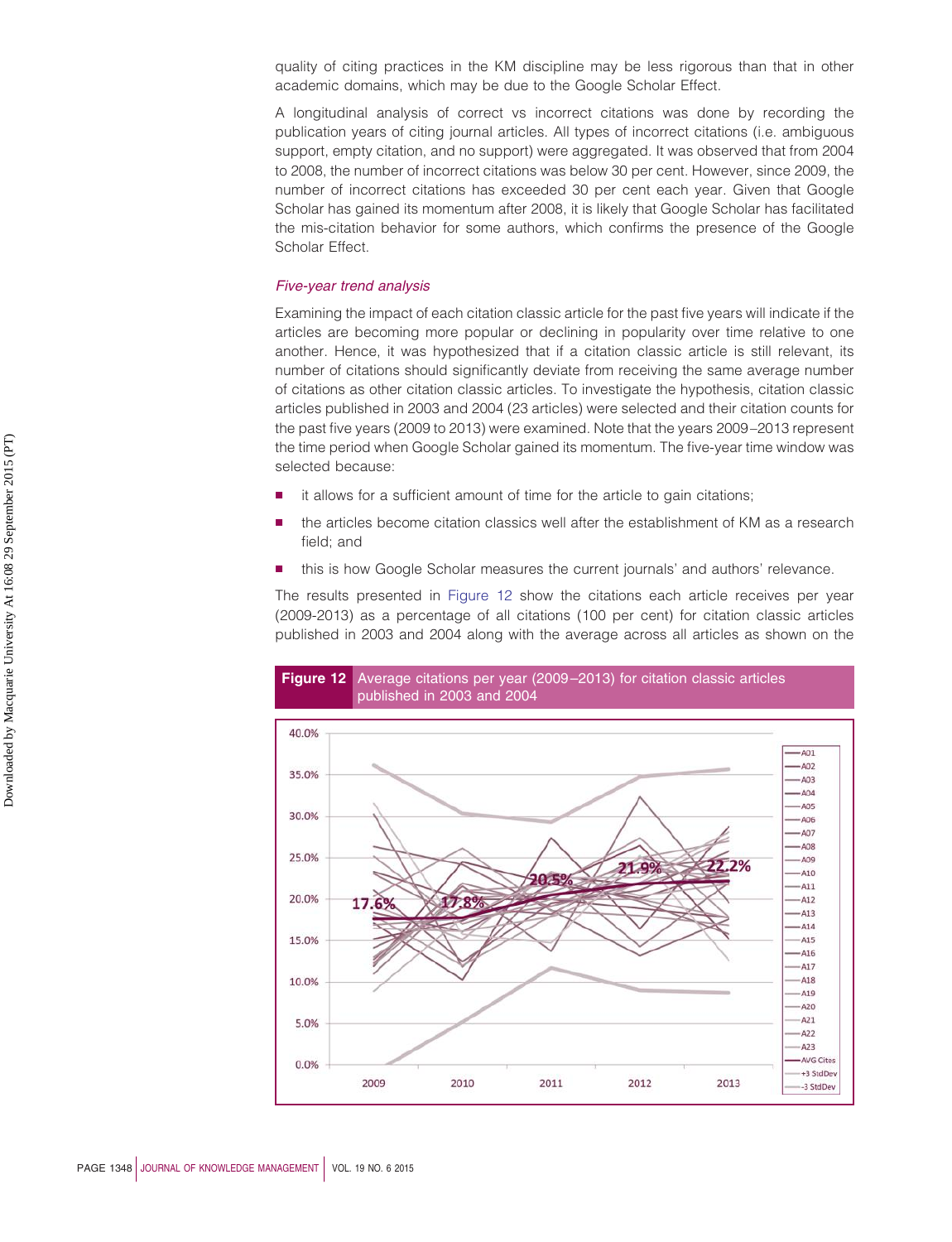quality of citing practices in the KM discipline may be less rigorous than that in other academic domains, which may be due to the Google Scholar Effect.

A longitudinal analysis of correct vs incorrect citations was done by recording the publication years of citing journal articles. All types of incorrect citations (i.e. ambiguous support, empty citation, and no support) were aggregated. It was observed that from 2004 to 2008, the number of incorrect citations was below 30 per cent. However, since 2009, the number of incorrect citations has exceeded 30 per cent each year. Given that Google Scholar has gained its momentum after 2008, it is likely that Google Scholar has facilitated the mis-citation behavior for some authors, which confirms the presence of the Google Scholar Effect.

### *Five-year trend analysis*

Examining the impact of each citation classic article for the past five years will indicate if the articles are becoming more popular or declining in popularity over time relative to one another. Hence, it was hypothesized that if a citation classic article is still relevant, its number of citations should significantly deviate from receiving the same average number of citations as other citation classic articles. To investigate the hypothesis, citation classic articles published in 2003 and 2004 (23 articles) were selected and their citation counts for the past five years (2009 to 2013) were examined. Note that the years 2009–2013 represent the time period when Google Scholar gained its momentum. The five-year time window was selected because:

- it allows for a sufficient amount of time for the article to gain citations;
- the articles become citation classics well after the establishment of KM as a research field; and
- this is how Google Scholar measures the current journals' and authors' relevance.

The results presented in Figure 12 show the citations each article receives per year (2009-2013) as a percentage of all citations (100 per cent) for citation classic articles published in 2003 and 2004 along with the average across all articles as shown on the

**Figure 12** Average citations per year (2009–2013) for citation classic articles published in 2003 and 2004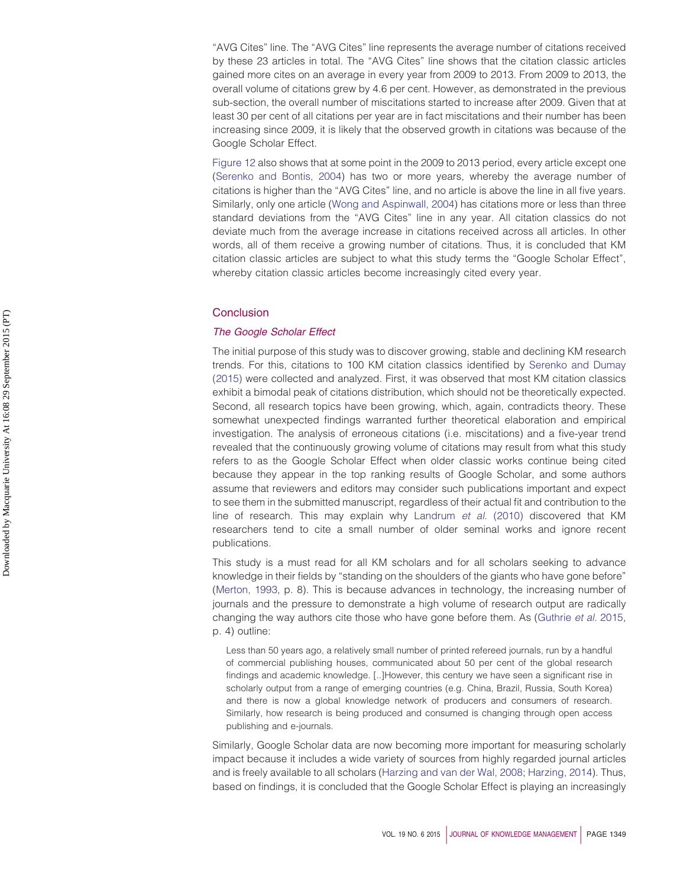"AVG Cites" line. The "AVG Cites" line represents the average number of citations received by these 23 articles in total. The "AVG Cites" line shows that the citation classic articles gained more cites on an average in every year from 2009 to 2013. From 2009 to 2013, the overall volume of citations grew by 4.6 per cent. However, as demonstrated in the previous sub-section, the overall number of miscitations started to increase after 2009. Given that at least 30 per cent of all citations per year are in fact miscitations and their number has been increasing since 2009, it is likely that the observed growth in citations was because of the Google Scholar Effect.

Figure 12 also shows that at some point in the 2009 to 2013 period, every article except one (Serenko and Bontis, 2004) has two or more years, whereby the average number of citations is higher than the "AVG Cites" line, and no article is above the line in all five years. Similarly, only one article (Wong and Aspinwall, 2004) has citations more or less than three standard deviations from the "AVG Cites" line in any year. All citation classics do not deviate much from the average increase in citations received across all articles. In other words, all of them receive a growing number of citations. Thus, it is concluded that KM citation classic articles are subject to what this study terms the "Google Scholar Effect", whereby citation classic articles become increasingly cited every year.

## Conclusion

### *The Google Scholar Effect*

The initial purpose of this study was to discover growing, stable and declining KM research trends. For this, citations to 100 KM citation classics identified by Serenko and Dumay (2015) were collected and analyzed. First, it was observed that most KM citation classics exhibit a bimodal peak of citations distribution, which should not be theoretically expected. Second, all research topics have been growing, which, again, contradicts theory. These somewhat unexpected findings warranted further theoretical elaboration and empirical investigation. The analysis of erroneous citations (i.e. miscitations) and a five-year trend revealed that the continuously growing volume of citations may result from what this study refers to as the Google Scholar Effect when older classic works continue being cited because they appear in the top ranking results of Google Scholar, and some authors assume that reviewers and editors may consider such publications important and expect to see them in the submitted manuscript, regardless of their actual fit and contribution to the line of research. This may explain why Landrum *et al.* (2010) discovered that KM researchers tend to cite a small number of older seminal works and ignore recent publications.

This study is a must read for all KM scholars and for all scholars seeking to advance knowledge in their fields by "standing on the shoulders of the giants who have gone before" (Merton, 1993, p. 8). This is because advances in technology, the increasing number of journals and the pressure to demonstrate a high volume of research output are radically changing the way authors cite those who have gone before them. As (Guthrie *et al.* 2015, p. 4) outline:

> Less than 50 years ago, a relatively small number of printed refereed journals, run by a handful of commercial publishing houses, communicated about 50 per cent of the global research findings and academic knowledge. [..]However, this century we have seen a significant rise in scholarly output from a range of emerging countries (e.g. China, Brazil, Russia, South Korea) and there is now a global knowledge network of producers and consumers of research. Similarly, how research is being produced and consumed is changing through open access publishing and e-journals.

Similarly, Google Scholar data are now becoming more important for measuring scholarly impact because it includes a wide variety of sources from highly regarded journal articles and is freely available to all scholars (Harzing and van der Wal, 2008; Harzing, 2014). Thus, based on findings, it is concluded that the Google Scholar Effect is playing an increasingly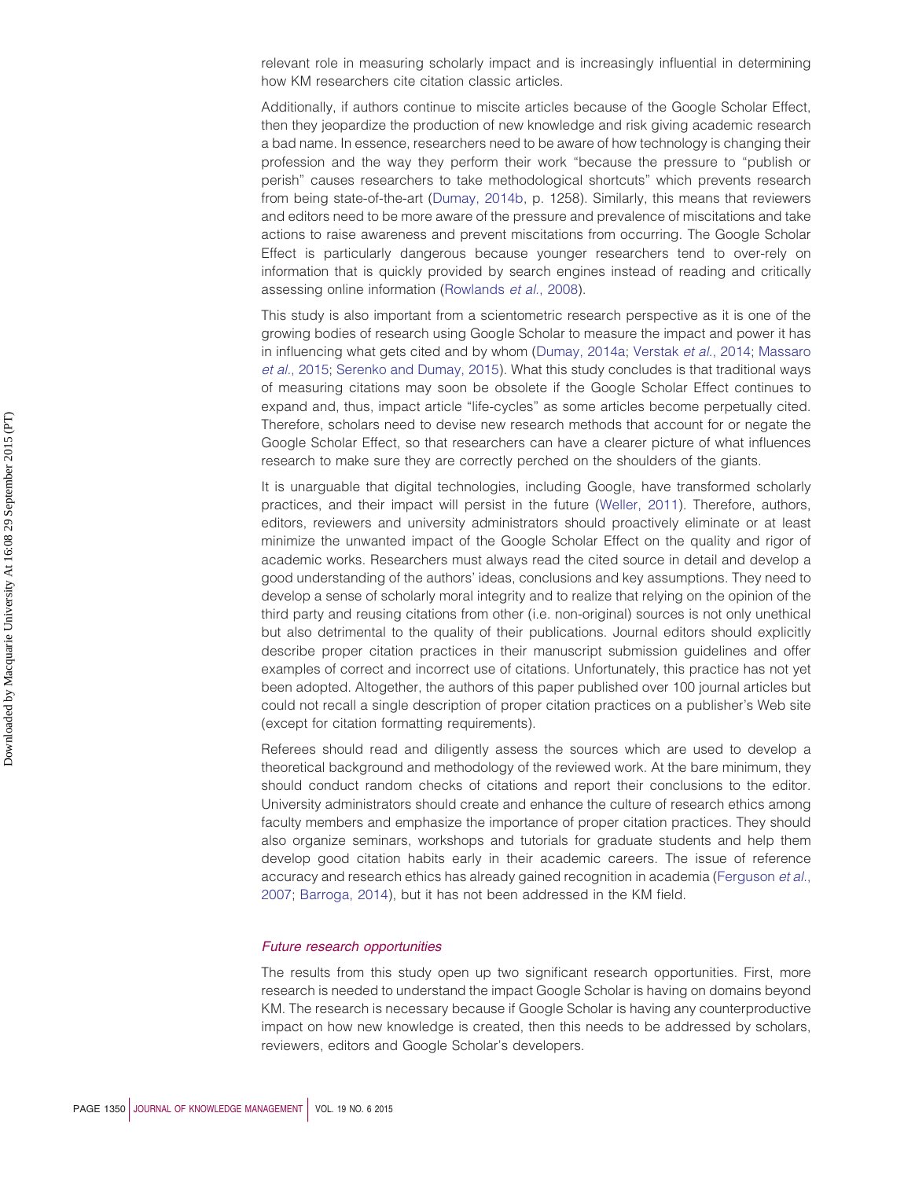relevant role in measuring scholarly impact and is increasingly influential in determining how KM researchers cite citation classic articles.

Additionally, if authors continue to miscite articles because of the Google Scholar Effect, then they jeopardize the production of new knowledge and risk giving academic research a bad name. In essence, researchers need to be aware of how technology is changing their profession and the way they perform their work "because the pressure to "publish or perish" causes researchers to take methodological shortcuts" which prevents research from being state-of-the-art (Dumay, 2014b, p. 1258). Similarly, this means that reviewers and editors need to be more aware of the pressure and prevalence of miscitations and take actions to raise awareness and prevent miscitations from occurring. The Google Scholar Effect is particularly dangerous because younger researchers tend to over-rely on information that is quickly provided by search engines instead of reading and critically assessing online information (Rowlands *et al.*, 2008).

This study is also important from a scientometric research perspective as it is one of the growing bodies of research using Google Scholar to measure the impact and power it has in influencing what gets cited and by whom (Dumay, 2014a; Verstak *et al.*, 2014; Massaro *et al.*, 2015; Serenko and Dumay, 2015). What this study concludes is that traditional ways of measuring citations may soon be obsolete if the Google Scholar Effect continues to expand and, thus, impact article "life-cycles" as some articles become perpetually cited. Therefore, scholars need to devise new research methods that account for or negate the Google Scholar Effect, so that researchers can have a clearer picture of what influences research to make sure they are correctly perched on the shoulders of the giants.

It is unarguable that digital technologies, including Google, have transformed scholarly practices, and their impact will persist in the future (Weller, 2011). Therefore, authors, editors, reviewers and university administrators should proactively eliminate or at least minimize the unwanted impact of the Google Scholar Effect on the quality and rigor of academic works. Researchers must always read the cited source in detail and develop a good understanding of the authors' ideas, conclusions and key assumptions. They need to develop a sense of scholarly moral integrity and to realize that relying on the opinion of the third party and reusing citations from other (i.e. non-original) sources is not only unethical but also detrimental to the quality of their publications. Journal editors should explicitly describe proper citation practices in their manuscript submission guidelines and offer examples of correct and incorrect use of citations. Unfortunately, this practice has not yet been adopted. Altogether, the authors of this paper published over 100 journal articles but could not recall a single description of proper citation practices on a publisher's Web site (except for citation formatting requirements).

Referees should read and diligently assess the sources which are used to develop a theoretical background and methodology of the reviewed work. At the bare minimum, they should conduct random checks of citations and report their conclusions to the editor. University administrators should create and enhance the culture of research ethics among faculty members and emphasize the importance of proper citation practices. They should also organize seminars, workshops and tutorials for graduate students and help them develop good citation habits early in their academic careers. The issue of reference accuracy and research ethics has already gained recognition in academia (Ferguson *et al.*, 2007; Barroga, 2014), but it has not been addressed in the KM field.

### *Future research opportunities*

The results from this study open up two significant research opportunities. First, more research is needed to understand the impact Google Scholar is having on domains beyond KM. The research is necessary because if Google Scholar is having any counterproductive impact on how new knowledge is created, then this needs to be addressed by scholars, reviewers, editors and Google Scholar's developers.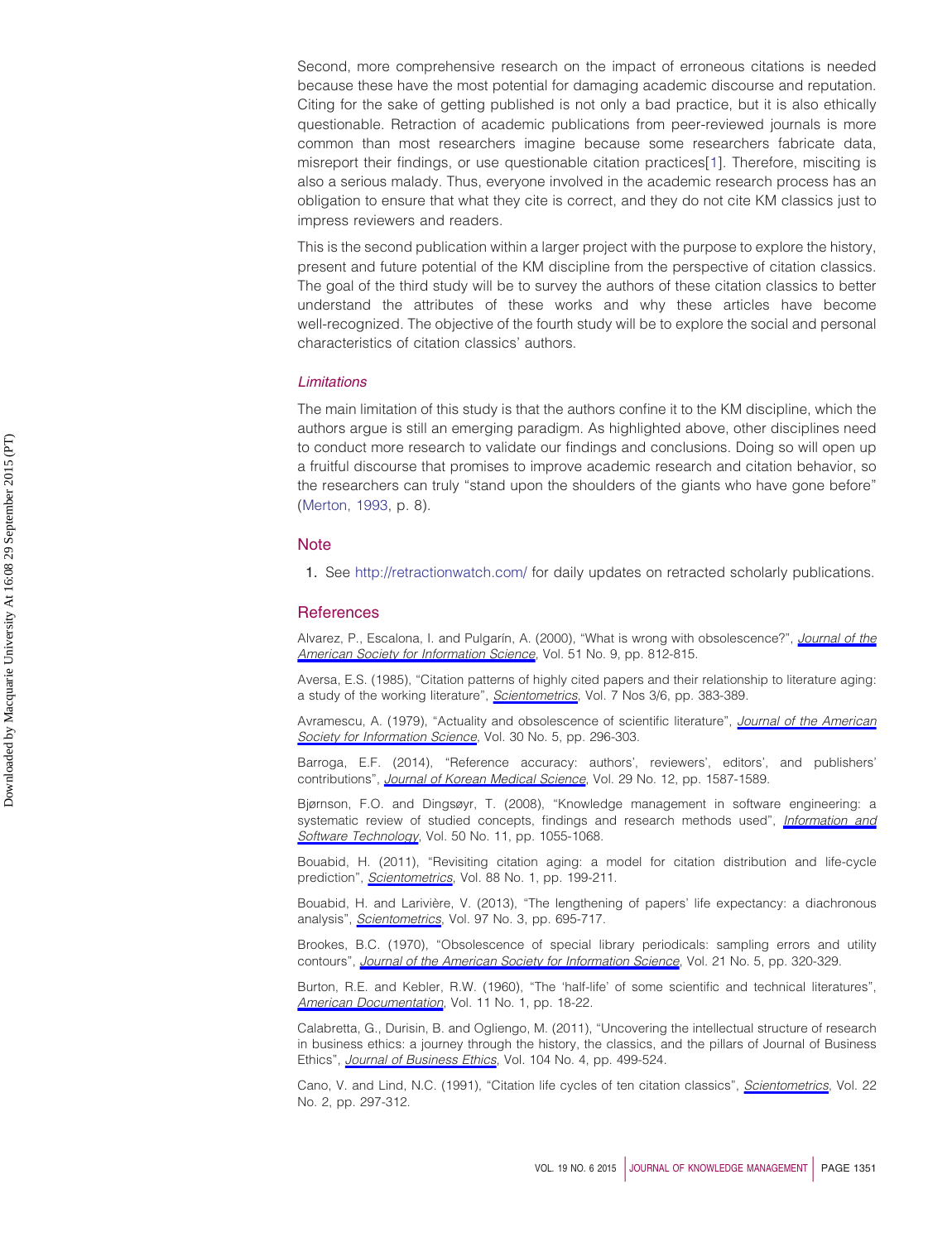Second, more comprehensive research on the impact of erroneous citations is needed because these have the most potential for damaging academic discourse and reputation. Citing for the sake of getting published is not only a bad practice, but it is also ethically questionable. Retraction of academic publications from peer-reviewed journals is more common than most researchers imagine because some researchers fabricate data, misreport their findings, or use questionable citation practices[1]. Therefore, misciting is also a serious malady. Thus, everyone involved in the academic research process has an obligation to ensure that what they cite is correct, and they do not cite KM classics just to impress reviewers and readers.

This is the second publication within a larger project with the purpose to explore the history, present and future potential of the KM discipline from the perspective of citation classics. The goal of the third study will be to survey the authors of these citation classics to better understand the attributes of these works and why these articles have become well-recognized. The objective of the fourth study will be to explore the social and personal characteristics of citation classics' authors.

### *Limitations*

The main limitation of this study is that the authors confine it to the KM discipline, which the authors argue is still an emerging paradigm. As highlighted above, other disciplines need to conduct more research to validate our findings and conclusions. Doing so will open up a fruitful discourse that promises to improve academic research and citation behavior, so the researchers can truly "stand upon the shoulders of the giants who have gone before" (Merton, 1993, p. 8).

## Note

1. See http://retractionwatch.com/ for daily updates on retracted scholarly publications.

## References

Alvarez, P., Escalona, I. and Pulgarín, A. (2000), "What is wrong with obsolescence?", *Journal of the American Society for Information Science*, Vol. 51 No. 9, pp. 812-815.

Aversa, E.S. (1985), "Citation patterns of highly cited papers and their relationship to literature aging: a study of the working literature", *Scientometrics*, Vol. 7 Nos 3/6, pp. 383-389.

Avramescu, A. (1979), "Actuality and obsolescence of scientific literature", *Journal of the American Society for Information Science*, Vol. 30 No. 5, pp. 296-303.

Barroga, E.F. (2014), "Reference accuracy: authors', reviewers', editors', and publishers' contributions", *Journal of Korean Medical Science*, Vol. 29 No. 12, pp. 1587-1589.

Bjørnson, F.O. and Dingsøyr, T. (2008), "Knowledge management in software engineering: a systematic review of studied concepts, findings and research methods used", *Information and Software Technology*, Vol. 50 No. 11, pp. 1055-1068.

Bouabid, H. (2011), "Revisiting citation aging: a model for citation distribution and life-cycle prediction", *Scientometrics*, Vol. 88 No. 1, pp. 199-211.

Bouabid, H. and Larivière, V. (2013), "The lengthening of papers' life expectancy: a diachronous analysis", *Scientometrics*, Vol. 97 No. 3, pp. 695-717.

Brookes, B.C. (1970), "Obsolescence of special library periodicals: sampling errors and utility contours", *Journal of the American Society for Information Science*, Vol. 21 No. 5, pp. 320-329.

Burton, R.E. and Kebler, R.W. (1960), "The 'half-life' of some scientific and technical literatures", *American Documentation*, Vol. 11 No. 1, pp. 18-22.

Calabretta, G., Durisin, B. and Ogliengo, M. (2011), "Uncovering the intellectual structure of research in business ethics: a journey through the history, the classics, and the pillars of Journal of Business Ethics", *Journal of Business Ethics*, Vol. 104 No. 4, pp. 499-524.

Cano, V. and Lind, N.C. (1991), "Citation life cycles of ten citation classics", *Scientometrics*, Vol. 22 No. 2, pp. 297-312.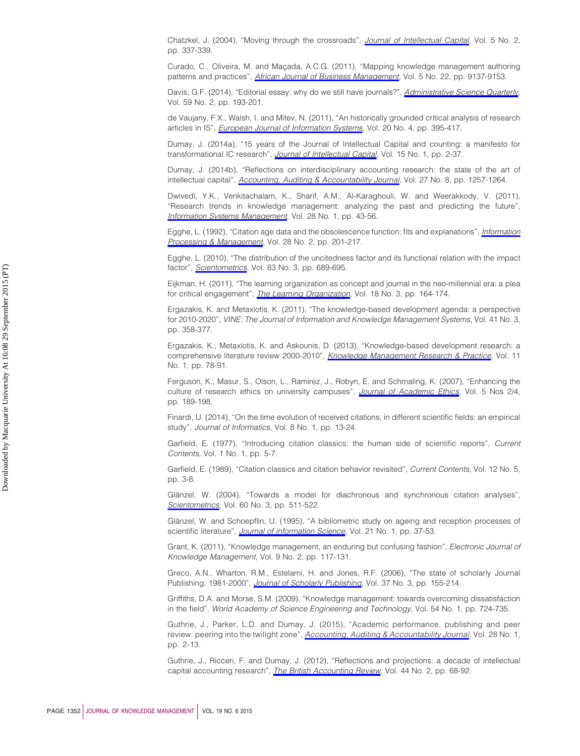Chatzkel, J. (2004), "Moving through the crossroads", *Journal of Intellectual Capital*, Vol. 5 No. 2, pp. 337-339.

Curado, C., Oliveira, M. and Maçada, A.C.G. (2011), "Mapping knowledge management authoring patterns and practices", *African Journal of Business Management*, Vol. 5 No. 22, pp. 9137-9153.

Davis, G.F. (2014), "Editorial essay: why do we still have journals?", *Administrative Science Quarterly*, Vol. 59 No. 2, pp. 193-201.

de Vaujany, F.X., Walsh, I. and Mitev, N. (2011), "An historically grounded critical analysis of research articles in IS", *European Journal of Information Systems*, Vol. 20 No. 4, pp. 395-417.

Dumay, J. (2014a), "15 years of the Journal of Intellectual Capital and counting: a manifesto for transformational IC research", *Journal of Intellectual Capital*, Vol. 15 No. 1, pp. 2-37.

Dumay, J. (2014b), "Reflections on interdisciplinary accounting research: the state of the art of intellectual capital", *Accounting, Auditing & Accountability Journal*, Vol. 27 No. 8, pp. 1257-1264.

Dwivedi, Y.K., Venkitachalam, K., Sharif, A.M., Al-Karaghouli, W. and Weerakkody, V. (2011), "Research trends in knowledge management: analyzing the past and predicting the future", *Information Systems Management*, Vol. 28 No. 1, pp. 43-56.

Egghe, L. (1992), "Citation age data and the obsolescence function: fits and explanations", *Information Processing & Management*, Vol. 28 No. 2, pp. 201-217.

Egghe, L. (2010), "The distribution of the uncitedness factor and its functional relation with the impact factor", *Scientometrics*, Vol. 83 No. 3, pp. 689-695.

Eijkman, H. (2011), "The learning organization as concept and journal in the neo-millennial era: a plea for critical engagement", *The Learning Organization*, Vol. 18 No. 3, pp. 164-174.

Ergazakis, K. and Metaxiotis, K. (2011), "The knowledge-based development agenda: a perspective for 2010-2020", *VINE: The Journal of Information and Knowledge Management Systems*, Vol. 41 No. 3, pp. 358-377.

Ergazakis, K., Metaxiotis, K. and Askounis, D. (2013), "Knowledge-based development research: a comprehensive literature review 2000-2010", *Knowledge Management Research & Practice*, Vol. 11 No. 1, pp. 78-91.

Ferguson, K., Masur, S., Olson, L., Ramirez, J., Robyn, E. and Schmaling, K. (2007), "Enhancing the culture of research ethics on university campuses", *Journal of Academic Ethics*, Vol. 5 Nos 2/4, pp. 189-198.

Finardi, U. (2014), "On the time evolution of received citations, in different scientific fields: an empirical study", *Journal of Informatics*, Vol. 8 No. 1, pp. 13-24.

Garfield, E. (1977), "Introducing citation classics: the human side of scientific reports", *Current Contents*, Vol. 1 No. 1, pp. 5-7.

Garfield, E. (1989), "Citation classics and citation behavior revisited", *Current Contents*, Vol. 12 No. 5, pp. 3-8.

Glänzel, W. (2004), "Towards a model for diachronous and synchronous citation analyses", *Scientometrics*, Vol. 60 No. 3, pp. 511-522.

Glänzel, W. and Schoepflin, U. (1995), "A bibliometric study on ageing and reception processes of scientific literature", *Journal of information Science*, Vol. 21 No. 1, pp. 37-53.

Grant, K. (2011), "Knowledge management, an enduring but confusing fashion", *Electronic Journal of Knowledge Management*, Vol. 9 No. 2, pp. 117-131.

Greco, A.N., Wharton, R.M., Estelami, H. and Jones, R.F. (2006), "The state of scholarly Journal Publishing: 1981-2000", *Journal of Scholarly Publishing*, Vol. 37 No. 3, pp. 155-214.

Griffiths, D.A. and Morse, S.M. (2009), "Knowledge management: towards overcoming dissatisfaction in the field", *World Academy of Science Engineering and Technology*, Vol. 54 No. 1, pp. 724-735.

Guthrie, J., Parker, L.D. and Dumay, J. (2015), "Academic performance, publishing and peer review: peering into the twilight zone", *Accounting, Auditing & Accountability Journal*, Vol. 28 No. 1, pp. 2-13.

Guthrie, J., Ricceri, F. and Dumay, J. (2012), "Reflections and projections: a decade of intellectual capital accounting research", *The British Accounting Review*, Vol. 44 No. 2, pp. 68-92.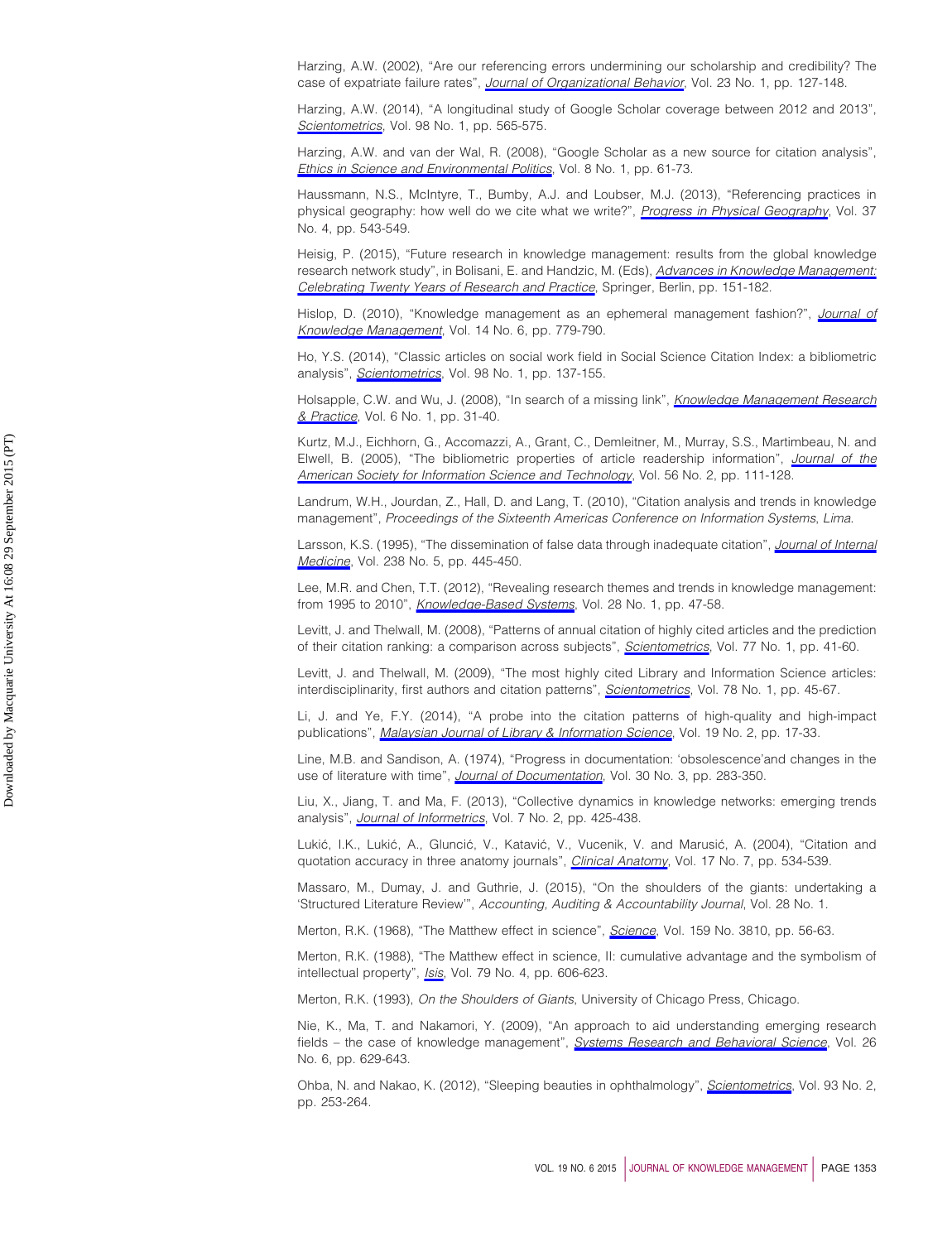Harzing, A.W. (2002), "Are our referencing errors undermining our scholarship and credibility? The case of expatriate failure rates", *Journal of Organizational Behavior*, Vol. 23 No. 1, pp. 127-148.

Harzing, A.W. (2014), "A longitudinal study of Google Scholar coverage between 2012 and 2013", *Scientometrics*, Vol. 98 No. 1, pp. 565-575.

Harzing, A.W. and van der Wal, R. (2008), "Google Scholar as a new source for citation analysis", *Ethics in Science and Environmental Politics*, Vol. 8 No. 1, pp. 61-73.

Haussmann, N.S., McIntyre, T., Bumby, A.J. and Loubser, M.J. (2013), "Referencing practices in physical geography: how well do we cite what we write?", *Progress in Physical Geography*, Vol. 37 No. 4, pp. 543-549.

Heisig, P. (2015), "Future research in knowledge management: results from the global knowledge research network study", in Bolisani, E. and Handzic, M. (Eds), *Advances in Knowledge Management: Celebrating Twenty Years of Research and Practice*, Springer, Berlin, pp. 151-182.

Hislop, D. (2010), "Knowledge management as an ephemeral management fashion?", *Journal of Knowledge Management*, Vol. 14 No. 6, pp. 779-790.

Ho, Y.S. (2014), "Classic articles on social work field in Social Science Citation Index: a bibliometric analysis", *Scientometrics*, Vol. 98 No. 1, pp. 137-155.

Holsapple, C.W. and Wu, J. (2008), "In search of a missing link", *Knowledge Management Research & Practice*, Vol. 6 No. 1, pp. 31-40.

Kurtz, M.J., Eichhorn, G., Accomazzi, A., Grant, C., Demleitner, M., Murray, S.S., Martimbeau, N. and Elwell, B. (2005), "The bibliometric properties of article readership information", *Journal of the American Society for Information Science and Technology*, Vol. 56 No. 2, pp. 111-128.

Landrum, W.H., Jourdan, Z., Hall, D. and Lang, T. (2010), "Citation analysis and trends in knowledge management", *Proceedings of the Sixteenth Americas Conference on Information Systems*, *Lima*.

Larsson, K.S. (1995), "The dissemination of false data through inadequate citation", *Journal of Internal Medicine*, Vol. 238 No. 5, pp. 445-450.

Lee, M.R. and Chen, T.T. (2012), "Revealing research themes and trends in knowledge management: from 1995 to 2010", *Knowledge-Based Systems*, Vol. 28 No. 1, pp. 47-58.

Levitt, J. and Thelwall, M. (2008), "Patterns of annual citation of highly cited articles and the prediction of their citation ranking: a comparison across subjects", *Scientometrics*, Vol. 77 No. 1, pp. 41-60.

Levitt, J. and Thelwall, M. (2009), "The most highly cited Library and Information Science articles: interdisciplinarity, first authors and citation patterns", *Scientometrics*, Vol. 78 No. 1, pp. 45-67.

Li, J. and Ye, F.Y. (2014), "A probe into the citation patterns of high-quality and high-impact publications", *Malaysian Journal of Library & Information Science*, Vol. 19 No. 2, pp. 17-33.

Line, M.B. and Sandison, A. (1974), "Progress in documentation: 'obsolescence'and changes in the use of literature with time", *Journal of Documentation*, Vol. 30 No. 3, pp. 283-350.

Liu, X., Jiang, T. and Ma, F. (2013), "Collective dynamics in knowledge networks: emerging trends analysis", *Journal of Informetrics*, Vol. 7 No. 2, pp. 425-438.

Lukić, I.K., Lukić, A., Glunčić, V., Katavić, V., Vucenik, V. and Marusić, A. (2004), "Citation and quotation accuracy in three anatomy journals", *Clinical Anatomy*, Vol. 17 No. 7, pp. 534-539.

Massaro, M., Dumay, J. and Guthrie, J. (2015), "On the shoulders of the giants: undertaking a 'Structured Literature Review'", *Accounting, Auditing & Accountability Journal*, Vol. 28 No. 1.

Merton, R.K. (1968), "The Matthew effect in science", *Science*, Vol. 159 No. 3810, pp. 56-63.

Merton, R.K. (1988), "The Matthew effect in science, II: cumulative advantage and the symbolism of intellectual property", *Isis*, Vol. 79 No. 4, pp. 606-623.

Merton, R.K. (1993), *On the Shoulders of Giants*, University of Chicago Press, Chicago.

Nie, K., Ma, T. and Nakamori, Y. (2009), "An approach to aid understanding emerging research fields – the case of knowledge management", *Systems Research and Behavioral Science*, Vol. 26 No. 6, pp. 629-643.

Ohba, N. and Nakao, K. (2012), "Sleeping beauties in ophthalmology", *Scientometrics*, Vol. 93 No. 2, pp. 253-264.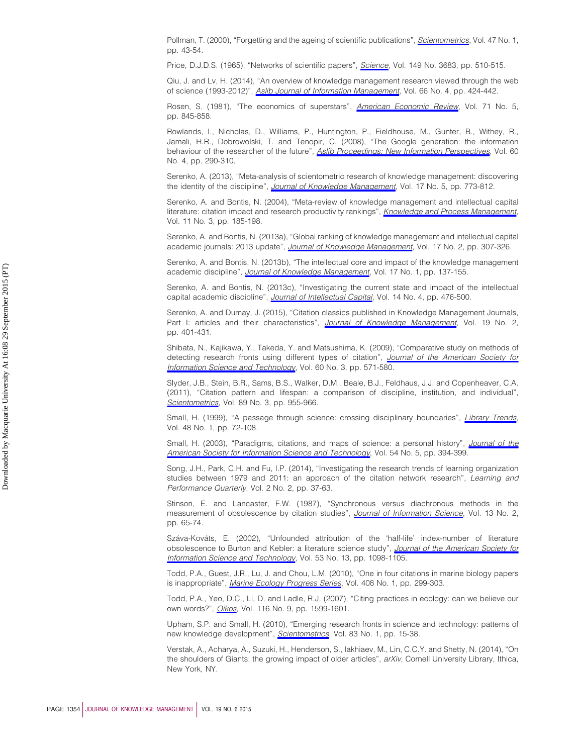Pollman, T. (2000), “Forgetting and the ageing of scientific publications”, *Scientometrics*, Vol. 47 No. 1, pp. 43-54.

Price, D.J.D.S. (1965), “Networks of scientific papers”, *Science*, Vol. 149 No. 3683, pp. 510-515.

Qiu, J. and Lv, H. (2014), “An overview of knowledge management research viewed through the web of science (1993-2012)”, *Aslib Journal of Information Management*, Vol. 66 No. 4, pp. 424-442.

Rosen, S. (1981), “The economics of superstars”, *American Economic Review*, Vol. 71 No. 5, pp. 845-858.

Rowlands, I., Nicholas, D., Williams, P., Huntington, P., Fieldhouse, M., Gunter, B., Withey, R., Jamali, H.R., Dobrowolski, T. and Tenopir, C. (2008), “The Google generation: the information behaviour of the researcher of the future”, *Aslib Proceedings: New Information Perspectives*, Vol. 60 No. 4, pp. 290-310.

Serenko, A. (2013), “Meta-analysis of scientometric research of knowledge management: discovering the identity of the discipline”, *Journal of Knowledge Management*, Vol. 17 No. 5, pp. 773-812.

Serenko, A. and Bontis, N. (2004), “Meta-review of knowledge management and intellectual capital literature: citation impact and research productivity rankings”, *Knowledge and Process Management*, Vol. 11 No. 3, pp. 185-198.

Serenko, A. and Bontis, N. (2013a), “Global ranking of knowledge management and intellectual capital academic journals: 2013 update”, *Journal of Knowledge Management*, Vol. 17 No. 2, pp. 307-326.

Serenko, A. and Bontis, N. (2013b), “The intellectual core and impact of the knowledge management academic discipline”, *Journal of Knowledge Management*, Vol. 17 No. 1, pp. 137-155.

Serenko, A. and Bontis, N. (2013c), “Investigating the current state and impact of the intellectual capital academic discipline”, *Journal of Intellectual Capital*, Vol. 14 No. 4, pp. 476-500.

Serenko, A. and Dumay, J. (2015), “Citation classics published in Knowledge Management Journals, Part I: articles and their characteristics”, *Journal of Knowledge Management*, Vol. 19 No. 2, pp. 401-431.

Shibata, N., Kajikawa, Y., Takeda, Y. and Matsushima, K. (2009), “Comparative study on methods of detecting research fronts using different types of citation”, *Journal of the American Society for Information Science and Technology*, Vol. 60 No. 3, pp. 571-580.

Slyder, J.B., Stein, B.R., Sams, B.S., Walker, D.M., Beale, B.J., Feldhaus, J.J. and Copenheaver, C.A. (2011), “Citation pattern and lifespan: a comparison of discipline, institution, and individual”, *Scientometrics*, Vol. 89 No. 3, pp. 955-966.

Small, H. (1999), “A passage through science: crossing disciplinary boundaries”, *Library Trends*, Vol. 48 No. 1, pp. 72-108.

Small, H. (2003), “Paradigms, citations, and maps of science: a personal history”, *Journal of the American Society for Information Science and Technology*, Vol. 54 No. 5, pp. 394-399.

Song, J.H., Park, C.H. and Fu, I.P. (2014), “Investigating the research trends of learning organization studies between 1979 and 2011: an approach of the citation network research”, *Learning and Performance Quarterly*, Vol. 2 No. 2, pp. 37-63.

Stinson, E. and Lancaster, F.W. (1987), “Synchronous versus diachronous methods in the measurement of obsolescence by citation studies”, *Journal of Information Science*, Vol. 13 No. 2, pp. 65-74.

Száva-Kováts, E. (2002), “Unfounded attribution of the ‘half-life’ index-number of literature obsolescence to Burton and Kebler: a literature science study”, *Journal of the American Society for Information Science and Technology*, Vol. 53 No. 13, pp. 1098-1105.

Todd, P.A., Guest, J.R., Lu, J. and Chou, L.M. (2010), “One in four citations in marine biology papers is inappropriate”, *Marine Ecology Progress Series*, Vol. 408 No. 1, pp. 299-303.

Todd, P.A., Yeo, D.C., Li, D. and Ladle, R.J. (2007), “Citing practices in ecology: can we believe our own words?”, *Oikos*, Vol. 116 No. 9, pp. 1599-1601.

Upham, S.P. and Small, H. (2010), “Emerging research fronts in science and technology: patterns of new knowledge development”, *Scientometrics*, Vol. 83 No. 1, pp. 15-38.

Verstak, A., Acharya, A., Suzuki, H., Henderson, S., Iakhiaev, M., Lin, C.C.Y. and Shetty, N. (2014), “On the shoulders of Giants: the growing impact of older articles”, *arXiv*, Cornell University Library, Ithica, New York, NY.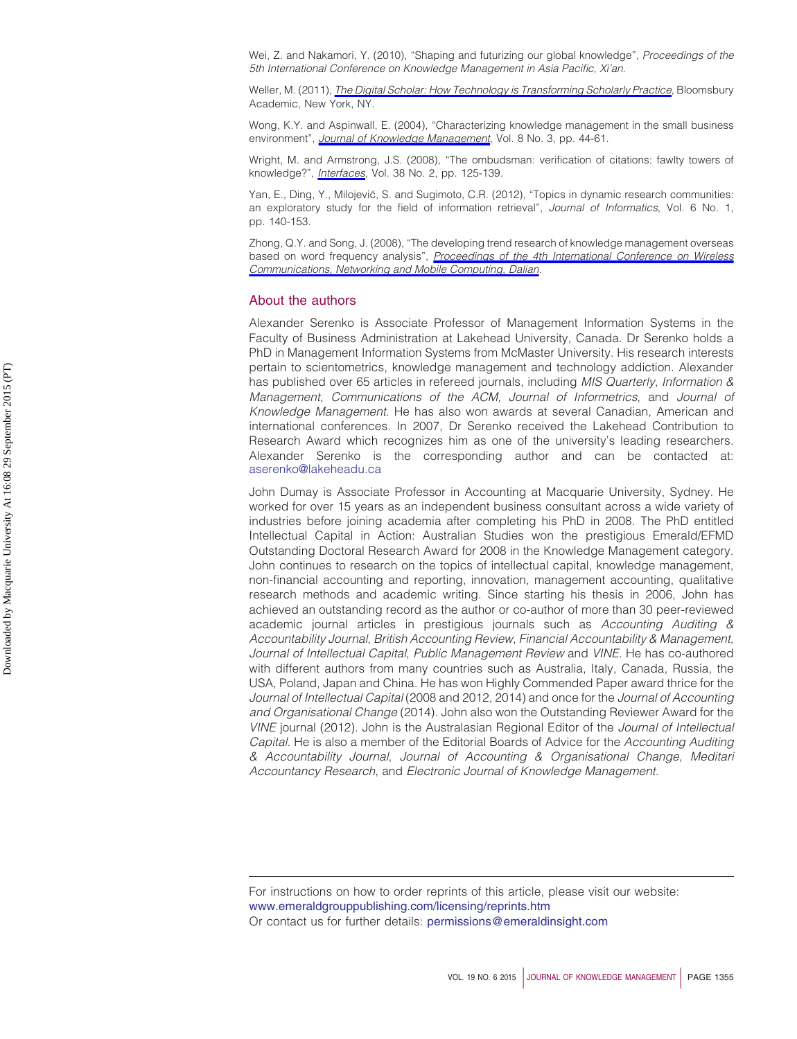Wei, Z. and Nakamori, Y. (2010), "Shaping and futurizing our global knowledge", *Proceedings of the 5th International Conference on Knowledge Management in Asia Pacific, Xi'an*.

Weller, M. (2011), *The Digital Scholar: How Technology is Transforming Scholarly Practice*, Bloomsbury Academic, New York, NY.

Wong, K.Y. and Aspinwall, E. (2004), "Characterizing knowledge management in the small business environment", *Journal of Knowledge Management*, Vol. 8 No. 3, pp. 44-61.

Wright, M. and Armstrong, J.S. (2008), "The ombudsman: verification of citations: fawlty towers of knowledge?", *Interfaces*, Vol. 38 No. 2, pp. 125-139.

Yan, E., Ding, Y., Milojević, S. and Sugimoto, C.R. (2012), "Topics in dynamic research communities: an exploratory study for the field of information retrieval", *Journal of Informatics*, Vol. 6 No. 1, pp. 140-153.

Zhong, Q.Y. and Song, J. (2008), "The developing trend research of knowledge management overseas based on word frequency analysis", *Proceedings of the 4th International Conference on Wireless Communications, Networking and Mobile Computing, Dalian*.

## About the authors

Alexander Serenko is Associate Professor of Management Information Systems in the Faculty of Business Administration at Lakehead University, Canada. Dr Serenko holds a PhD in Management Information Systems from McMaster University. His research interests pertain to scientometrics, knowledge management and technology addiction. Alexander has published over 65 articles in refereed journals, including *MIS Quarterly*, *Information & Management*, *Communications of the ACM*, *Journal of Informetrics*, and *Journal of Knowledge Management*. He has also won awards at several Canadian, American and international conferences. In 2007, Dr Serenko received the Lakehead Contribution to Research Award which recognizes him as one of the university's leading researchers. Alexander Serenko is the corresponding author and can be contacted at: aserenko@lakeheadu.ca

John Dumay is Associate Professor in Accounting at Macquarie University, Sydney. He worked for over 15 years as an independent business consultant across a wide variety of industries before joining academia after completing his PhD in 2008. The PhD entitled Intellectual Capital in Action: Australian Studies won the prestigious Emerald/EFMD Outstanding Doctoral Research Award for 2008 in the Knowledge Management category. John continues to research on the topics of intellectual capital, knowledge management, non-financial accounting and reporting, innovation, management accounting, qualitative research methods and academic writing. Since starting his thesis in 2006, John has achieved an outstanding record as the author or co-author of more than 30 peer-reviewed academic journal articles in prestigious journals such as *Accounting Auditing & Accountability Journal*, *British Accounting Review*, *Financial Accountability & Management*, *Journal of Intellectual Capital*, *Public Management Review* and *VINE*. He has co-authored with different authors from many countries such as Australia, Italy, Canada, Russia, the USA, Poland, Japan and China. He has won Highly Commended Paper award thrice for the *Journal of Intellectual Capital* (2008 and 2012, 2014) and once for the *Journal of Accounting and Organisational Change* (2014). John also won the Outstanding Reviewer Award for the *VINE* journal (2012). John is the Australasian Regional Editor of the *Journal of Intellectual Capital*. He is also a member of the Editorial Boards of Advice for the *Accounting Auditing & Accountability Journal*, *Journal of Accounting & Organisational Change*, *Meditari Accountancy Research*, and *Electronic Journal of Knowledge Management*.

---

For instructions on how to order reprints of this article, please visit our website:
www.emeraldgrouppublishing.com/licensing/reprints.htm
Or contact us for further details: permissions@emeraldinsight.com